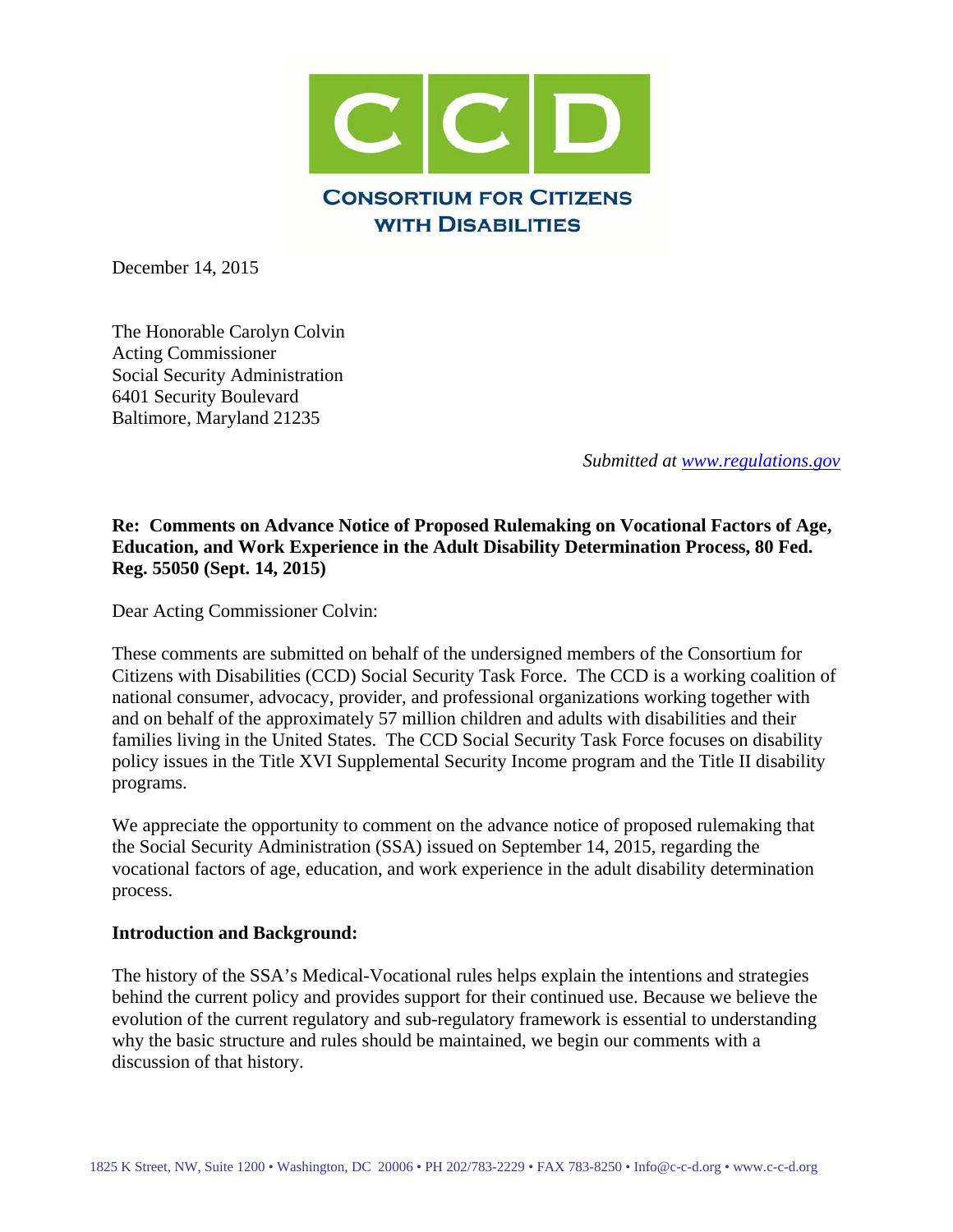# CCD

## CONSORTIUM FOR CITIZENS WITH DISABILITIES

December 14, 2015

The Honorable Carolyn Colvin
Acting Commissioner
Social Security Administration
6401 Security Boulevard
Baltimore, Maryland 21235

*Submitted at www.regulations.gov*

**Re: Comments on Advance Notice of Proposed Rulemaking on Vocational Factors of Age, Education, and Work Experience in the Adult Disability Determination Process, 80 Fed. Reg. 55050 (Sept. 14, 2015)**

Dear Acting Commissioner Colvin:

These comments are submitted on behalf of the undersigned members of the Consortium for Citizens with Disabilities (CCD) Social Security Task Force. The CCD is a working coalition of national consumer, advocacy, provider, and professional organizations working together with and on behalf of the approximately 57 million children and adults with disabilities and their families living in the United States. The CCD Social Security Task Force focuses on disability policy issues in the Title XVI Supplemental Security Income program and the Title II disability programs.

We appreciate the opportunity to comment on the advance notice of proposed rulemaking that the Social Security Administration (SSA) issued on September 14, 2015, regarding the vocational factors of age, education, and work experience in the adult disability determination process.

**Introduction and Background:**

The history of the SSA's Medical-Vocational rules helps explain the intentions and strategies behind the current policy and provides support for their continued use. Because we believe the evolution of the current regulatory and sub-regulatory framework is essential to understanding why the basic structure and rules should be maintained, we begin our comments with a discussion of that history.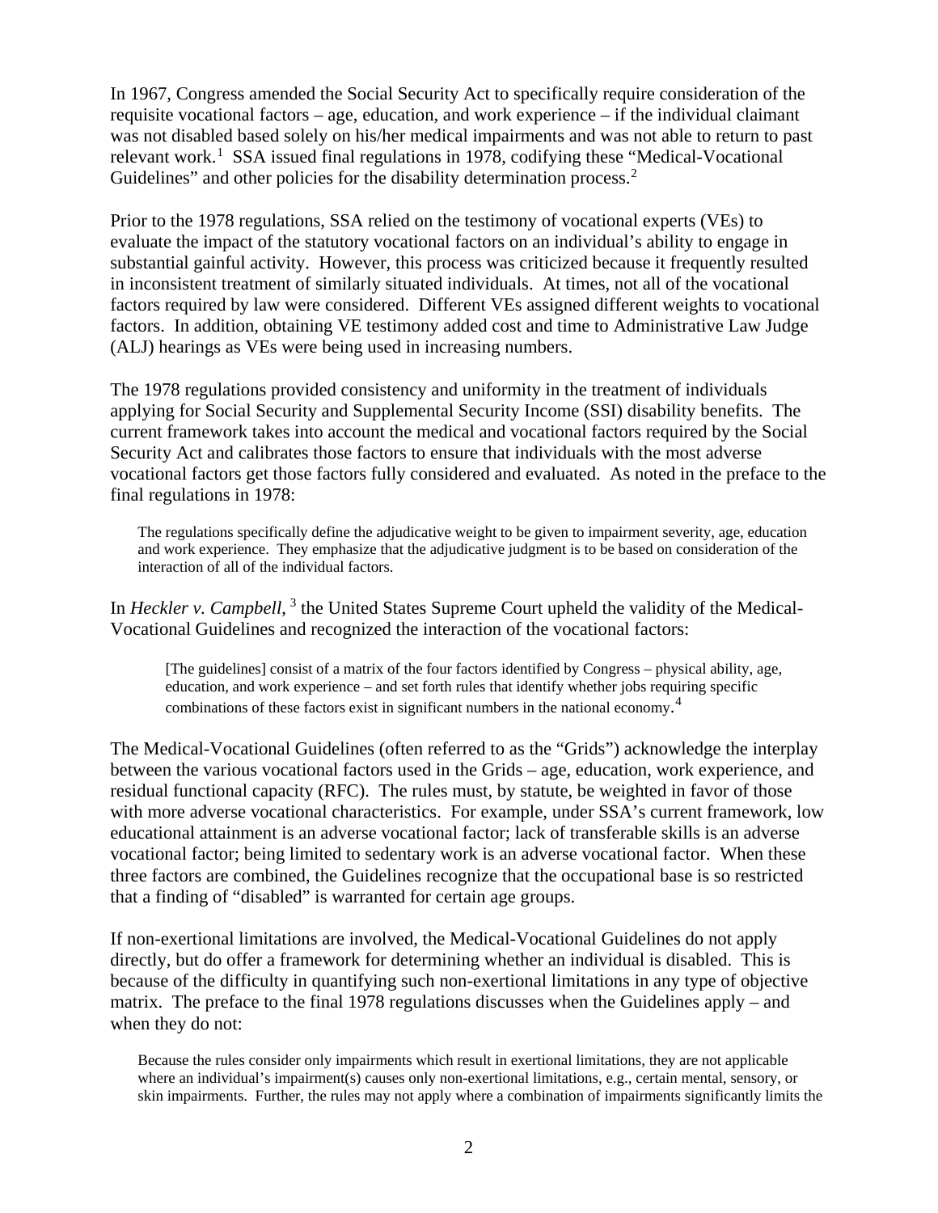In 1967, Congress amended the Social Security Act to specifically require consideration of the requisite vocational factors – age, education, and work experience – if the individual claimant was not disabled based solely on his/her medical impairments and was not able to return to past relevant work.[1] SSA issued final regulations in 1978, codifying these "Medical-Vocational Guidelines" and other policies for the disability determination process.[2]

Prior to the 1978 regulations, SSA relied on the testimony of vocational experts (VEs) to evaluate the impact of the statutory vocational factors on an individual's ability to engage in substantial gainful activity. However, this process was criticized because it frequently resulted in inconsistent treatment of similarly situated individuals. At times, not all of the vocational factors required by law were considered. Different VEs assigned different weights to vocational factors. In addition, obtaining VE testimony added cost and time to Administrative Law Judge (ALJ) hearings as VEs were being used in increasing numbers.

The 1978 regulations provided consistency and uniformity in the treatment of individuals applying for Social Security and Supplemental Security Income (SSI) disability benefits. The current framework takes into account the medical and vocational factors required by the Social Security Act and calibrates those factors to ensure that individuals with the most adverse vocational factors get those factors fully considered and evaluated. As noted in the preface to the final regulations in 1978:

> The regulations specifically define the adjudicative weight to be given to impairment severity, age, education and work experience. They emphasize that the adjudicative judgment is to be based on consideration of the interaction of all of the individual factors.

In *Heckler v. Campbell*,[3] the United States Supreme Court upheld the validity of the Medical-Vocational Guidelines and recognized the interaction of the vocational factors:

> [The guidelines] consist of a matrix of the four factors identified by Congress – physical ability, age, education, and work experience – and set forth rules that identify whether jobs requiring specific combinations of these factors exist in significant numbers in the national economy.[4]

The Medical-Vocational Guidelines (often referred to as the "Grids") acknowledge the interplay between the various vocational factors used in the Grids – age, education, work experience, and residual functional capacity (RFC). The rules must, by statute, be weighted in favor of those with more adverse vocational characteristics. For example, under SSA's current framework, low educational attainment is an adverse vocational factor; lack of transferable skills is an adverse vocational factor; being limited to sedentary work is an adverse vocational factor. When these three factors are combined, the Guidelines recognize that the occupational base is so restricted that a finding of "disabled" is warranted for certain age groups.

If non-exertional limitations are involved, the Medical-Vocational Guidelines do not apply directly, but do offer a framework for determining whether an individual is disabled. This is because of the difficulty in quantifying such non-exertional limitations in any type of objective matrix. The preface to the final 1978 regulations discusses when the Guidelines apply – and when they do not:

> Because the rules consider only impairments which result in exertional limitations, they are not applicable where an individual's impairment(s) causes only non-exertional limitations, e.g., certain mental, sensory, or skin impairments. Further, the rules may not apply where a combination of impairments significantly limits the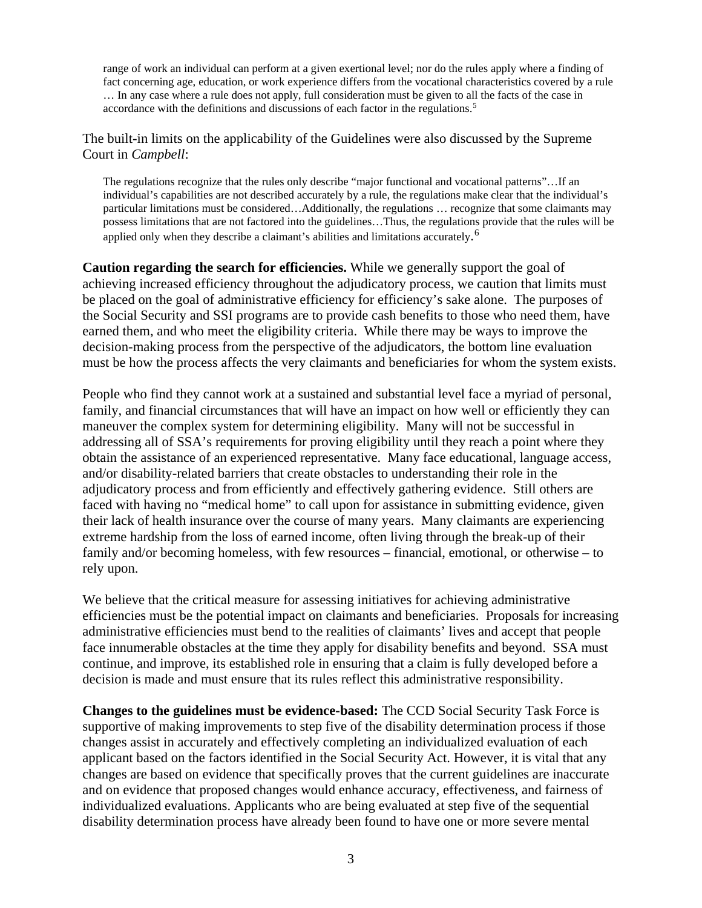> range of work an individual can perform at a given exertional level; nor do the rules apply where a finding of fact concerning age, education, or work experience differs from the vocational characteristics covered by a rule … In any case where a rule does not apply, full consideration must be given to all the facts of the case in accordance with the definitions and discussions of each factor in the regulations.[5]

The built-in limits on the applicability of the Guidelines were also discussed by the Supreme Court in *Campbell*:

> The regulations recognize that the rules only describe "major functional and vocational patterns"…If an individual's capabilities are not described accurately by a rule, the regulations make clear that the individual's particular limitations must be considered…Additionally, the regulations … recognize that some claimants may possess limitations that are not factored into the guidelines…Thus, the regulations provide that the rules will be applied only when they describe a claimant's abilities and limitations accurately.[6]

**Caution regarding the search for efficiencies.** While we generally support the goal of achieving increased efficiency throughout the adjudicatory process, we caution that limits must be placed on the goal of administrative efficiency for efficiency's sake alone. The purposes of the Social Security and SSI programs are to provide cash benefits to those who need them, have earned them, and who meet the eligibility criteria. While there may be ways to improve the decision-making process from the perspective of the adjudicators, the bottom line evaluation must be how the process affects the very claimants and beneficiaries for whom the system exists.

People who find they cannot work at a sustained and substantial level face a myriad of personal, family, and financial circumstances that will have an impact on how well or efficiently they can maneuver the complex system for determining eligibility. Many will not be successful in addressing all of SSA's requirements for proving eligibility until they reach a point where they obtain the assistance of an experienced representative. Many face educational, language access, and/or disability-related barriers that create obstacles to understanding their role in the adjudicatory process and from efficiently and effectively gathering evidence. Still others are faced with having no "medical home" to call upon for assistance in submitting evidence, given their lack of health insurance over the course of many years. Many claimants are experiencing extreme hardship from the loss of earned income, often living through the break-up of their family and/or becoming homeless, with few resources – financial, emotional, or otherwise – to rely upon.

We believe that the critical measure for assessing initiatives for achieving administrative efficiencies must be the potential impact on claimants and beneficiaries. Proposals for increasing administrative efficiencies must bend to the realities of claimants' lives and accept that people face innumerable obstacles at the time they apply for disability benefits and beyond. SSA must continue, and improve, its established role in ensuring that a claim is fully developed before a decision is made and must ensure that its rules reflect this administrative responsibility.

**Changes to the guidelines must be evidence-based:** The CCD Social Security Task Force is supportive of making improvements to step five of the disability determination process if those changes assist in accurately and effectively completing an individualized evaluation of each applicant based on the factors identified in the Social Security Act. However, it is vital that any changes are based on evidence that specifically proves that the current guidelines are inaccurate and on evidence that proposed changes would enhance accuracy, effectiveness, and fairness of individualized evaluations. Applicants who are being evaluated at step five of the sequential disability determination process have already been found to have one or more severe mental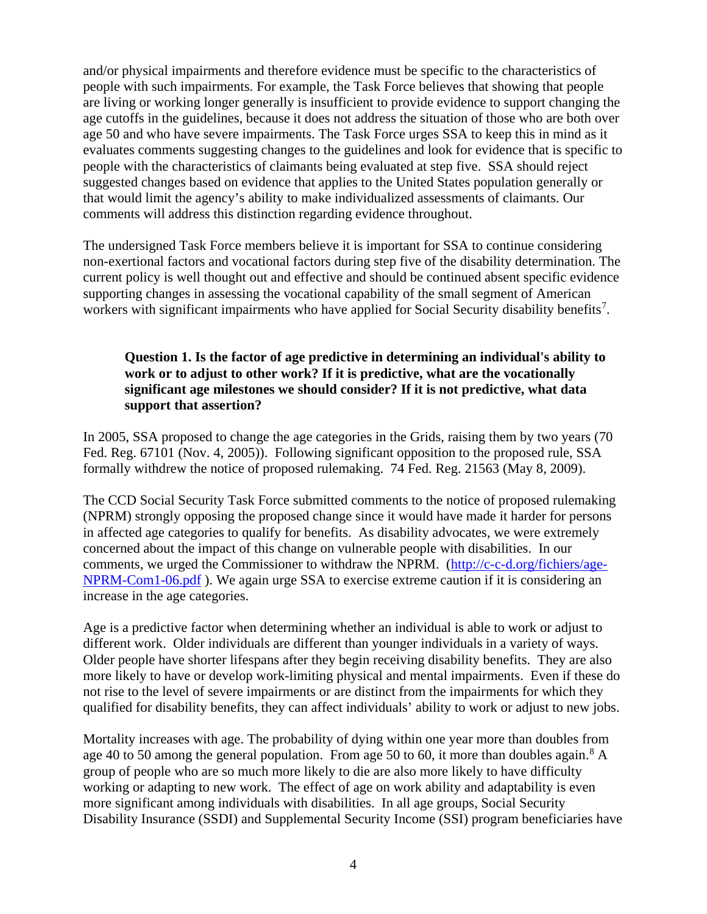and/or physical impairments and therefore evidence must be specific to the characteristics of people with such impairments. For example, the Task Force believes that showing that people are living or working longer generally is insufficient to provide evidence to support changing the age cutoffs in the guidelines, because it does not address the situation of those who are both over age 50 and who have severe impairments. The Task Force urges SSA to keep this in mind as it evaluates comments suggesting changes to the guidelines and look for evidence that is specific to people with the characteristics of claimants being evaluated at step five. SSA should reject suggested changes based on evidence that applies to the United States population generally or that would limit the agency's ability to make individualized assessments of claimants. Our comments will address this distinction regarding evidence throughout.

The undersigned Task Force members believe it is important for SSA to continue considering non-exertional factors and vocational factors during step five of the disability determination. The current policy is well thought out and effective and should be continued absent specific evidence supporting changes in assessing the vocational capability of the small segment of American workers with significant impairments who have applied for Social Security disability benefits[7].

> **Question 1. Is the factor of age predictive in determining an individual's ability to work or to adjust to other work? If it is predictive, what are the vocationally significant age milestones we should consider? If it is not predictive, what data support that assertion?**

In 2005, SSA proposed to change the age categories in the Grids, raising them by two years (70 Fed. Reg. 67101 (Nov. 4, 2005)). Following significant opposition to the proposed rule, SSA formally withdrew the notice of proposed rulemaking. 74 Fed. Reg. 21563 (May 8, 2009).

The CCD Social Security Task Force submitted comments to the notice of proposed rulemaking (NPRM) strongly opposing the proposed change since it would have made it harder for persons in affected age categories to qualify for benefits. As disability advocates, we were extremely concerned about the impact of this change on vulnerable people with disabilities. In our comments, we urged the Commissioner to withdraw the NPRM. ([http://c-c-d.org/fichiers/age-NPRM-Com1-06.pdf](http://c-c-d.org/fichiers/age-NPRM-Com1-06.pdf) ). We again urge SSA to exercise extreme caution if it is considering an increase in the age categories.

Age is a predictive factor when determining whether an individual is able to work or adjust to different work. Older individuals are different than younger individuals in a variety of ways. Older people have shorter lifespans after they begin receiving disability benefits. They are also more likely to have or develop work-limiting physical and mental impairments. Even if these do not rise to the level of severe impairments or are distinct from the impairments for which they qualified for disability benefits, they can affect individuals' ability to work or adjust to new jobs.

Mortality increases with age. The probability of dying within one year more than doubles from age 40 to 50 among the general population. From age 50 to 60, it more than doubles again.[8] A group of people who are so much more likely to die are also more likely to have difficulty working or adapting to new work. The effect of age on work ability and adaptability is even more significant among individuals with disabilities. In all age groups, Social Security Disability Insurance (SSDI) and Supplemental Security Income (SSI) program beneficiaries have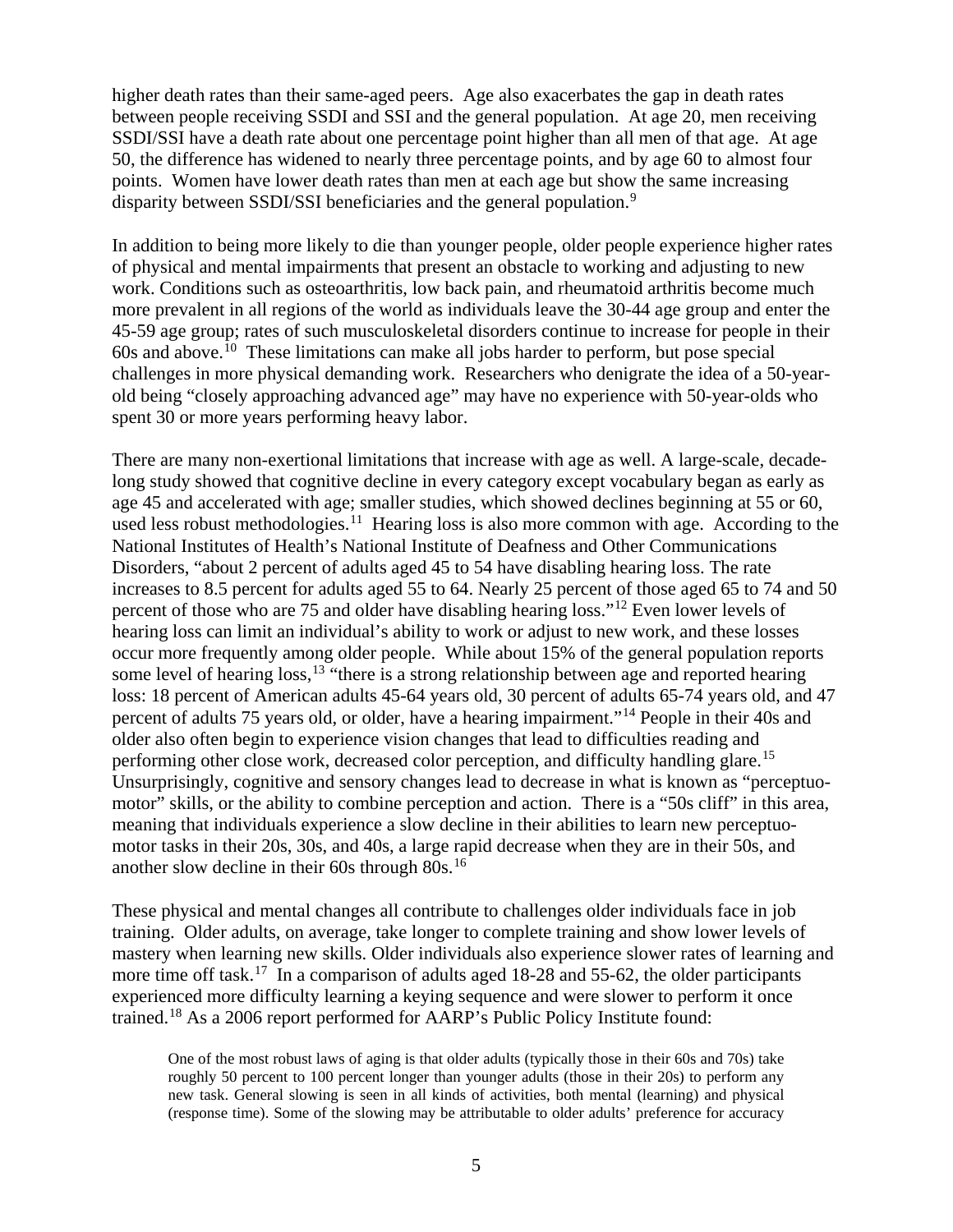higher death rates than their same-aged peers. Age also exacerbates the gap in death rates between people receiving SSDI and SSI and the general population. At age 20, men receiving SSDI/SSI have a death rate about one percentage point higher than all men of that age. At age 50, the difference has widened to nearly three percentage points, and by age 60 to almost four points. Women have lower death rates than men at each age but show the same increasing disparity between SSDI/SSI beneficiaries and the general population.[9]

In addition to being more likely to die than younger people, older people experience higher rates of physical and mental impairments that present an obstacle to working and adjusting to new work. Conditions such as osteoarthritis, low back pain, and rheumatoid arthritis become much more prevalent in all regions of the world as individuals leave the 30-44 age group and enter the 45-59 age group; rates of such musculoskeletal disorders continue to increase for people in their 60s and above.[10] These limitations can make all jobs harder to perform, but pose special challenges in more physical demanding work. Researchers who denigrate the idea of a 50-year-old being "closely approaching advanced age" may have no experience with 50-year-olds who spent 30 or more years performing heavy labor.

There are many non-exertional limitations that increase with age as well. A large-scale, decade-long study showed that cognitive decline in every category except vocabulary began as early as age 45 and accelerated with age; smaller studies, which showed declines beginning at 55 or 60, used less robust methodologies.[11] Hearing loss is also more common with age. According to the National Institutes of Health's National Institute of Deafness and Other Communications Disorders, "about 2 percent of adults aged 45 to 54 have disabling hearing loss. The rate increases to 8.5 percent for adults aged 55 to 64. Nearly 25 percent of those aged 65 to 74 and 50 percent of those who are 75 and older have disabling hearing loss."[12] Even lower levels of hearing loss can limit an individual's ability to work or adjust to new work, and these losses occur more frequently among older people. While about 15% of the general population reports some level of hearing loss,[13] "there is a strong relationship between age and reported hearing loss: 18 percent of American adults 45-64 years old, 30 percent of adults 65-74 years old, and 47 percent of adults 75 years old, or older, have a hearing impairment."[14] People in their 40s and older also often begin to experience vision changes that lead to difficulties reading and performing other close work, decreased color perception, and difficulty handling glare.[15] Unsurprisingly, cognitive and sensory changes lead to decrease in what is known as "perceptuo-motor" skills, or the ability to combine perception and action. There is a "50s cliff" in this area, meaning that individuals experience a slow decline in their abilities to learn new perceptuo-motor tasks in their 20s, 30s, and 40s, a large rapid decrease when they are in their 50s, and another slow decline in their 60s through 80s.[16]

These physical and mental changes all contribute to challenges older individuals face in job training. Older adults, on average, take longer to complete training and show lower levels of mastery when learning new skills. Older individuals also experience slower rates of learning and more time off task.[17] In a comparison of adults aged 18-28 and 55-62, the older participants experienced more difficulty learning a keying sequence and were slower to perform it once trained.[18] As a 2006 report performed for AARP's Public Policy Institute found:

> One of the most robust laws of aging is that older adults (typically those in their 60s and 70s) take roughly 50 percent to 100 percent longer than younger adults (those in their 20s) to perform any new task. General slowing is seen in all kinds of activities, both mental (learning) and physical (response time). Some of the slowing may be attributable to older adults' preference for accuracy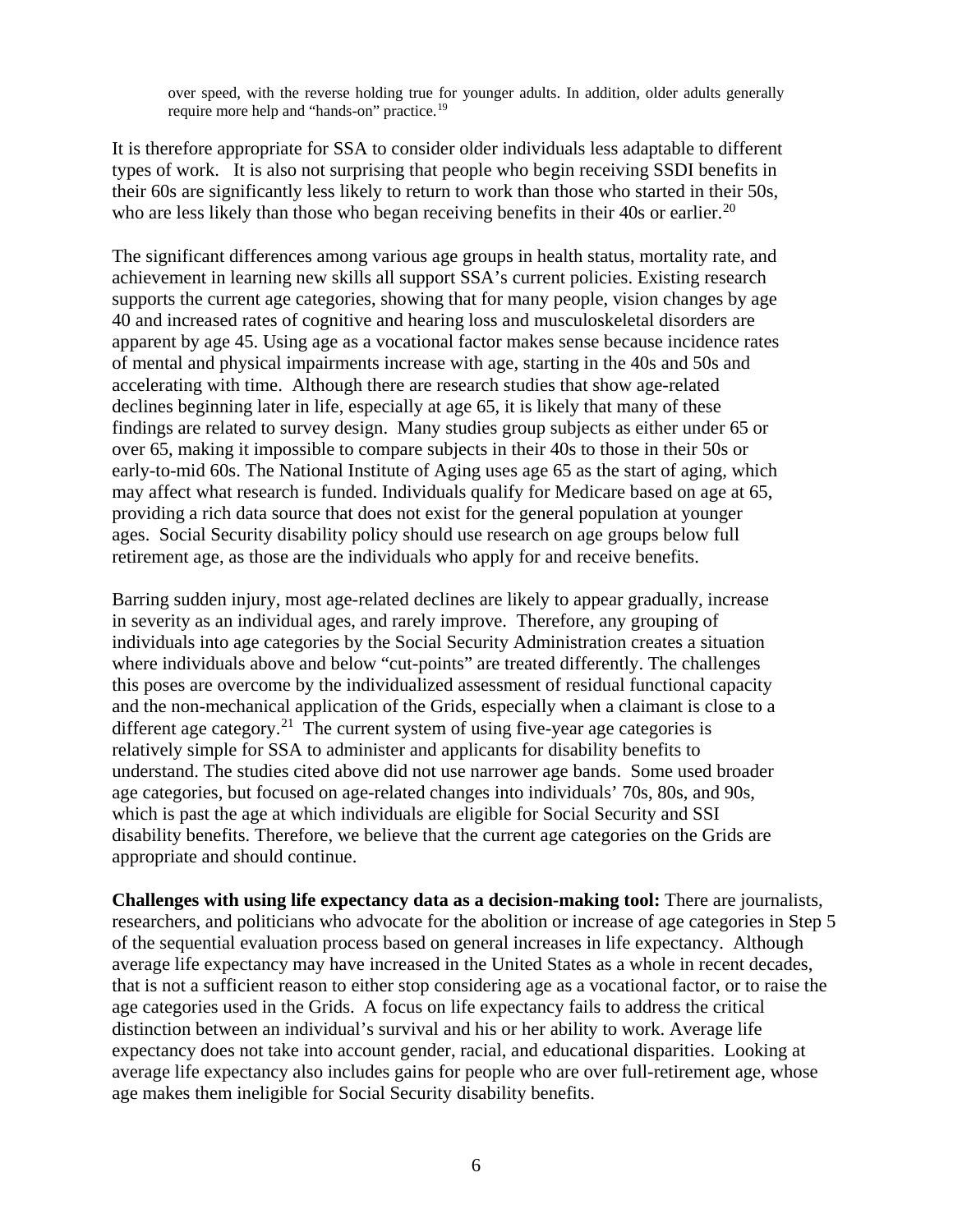> over speed, with the reverse holding true for younger adults. In addition, older adults generally require more help and "hands-on" practice.[19]

It is therefore appropriate for SSA to consider older individuals less adaptable to different types of work. It is also not surprising that people who begin receiving SSDI benefits in their 60s are significantly less likely to return to work than those who started in their 50s, who are less likely than those who began receiving benefits in their 40s or earlier.[20]

The significant differences among various age groups in health status, mortality rate, and achievement in learning new skills all support SSA's current policies. Existing research supports the current age categories, showing that for many people, vision changes by age 40 and increased rates of cognitive and hearing loss and musculoskeletal disorders are apparent by age 45. Using age as a vocational factor makes sense because incidence rates of mental and physical impairments increase with age, starting in the 40s and 50s and accelerating with time. Although there are research studies that show age-related declines beginning later in life, especially at age 65, it is likely that many of these findings are related to survey design. Many studies group subjects as either under 65 or over 65, making it impossible to compare subjects in their 40s to those in their 50s or early-to-mid 60s. The National Institute of Aging uses age 65 as the start of aging, which may affect what research is funded. Individuals qualify for Medicare based on age at 65, providing a rich data source that does not exist for the general population at younger ages. Social Security disability policy should use research on age groups below full retirement age, as those are the individuals who apply for and receive benefits.

Barring sudden injury, most age-related declines are likely to appear gradually, increase in severity as an individual ages, and rarely improve. Therefore, any grouping of individuals into age categories by the Social Security Administration creates a situation where individuals above and below "cut-points" are treated differently. The challenges this poses are overcome by the individualized assessment of residual functional capacity and the non-mechanical application of the Grids, especially when a claimant is close to a different age category.[21] The current system of using five-year age categories is relatively simple for SSA to administer and applicants for disability benefits to understand. The studies cited above did not use narrower age bands. Some used broader age categories, but focused on age-related changes into individuals' 70s, 80s, and 90s, which is past the age at which individuals are eligible for Social Security and SSI disability benefits. Therefore, we believe that the current age categories on the Grids are appropriate and should continue.

**Challenges with using life expectancy data as a decision-making tool:** There are journalists, researchers, and politicians who advocate for the abolition or increase of age categories in Step 5 of the sequential evaluation process based on general increases in life expectancy. Although average life expectancy may have increased in the United States as a whole in recent decades, that is not a sufficient reason to either stop considering age as a vocational factor, or to raise the age categories used in the Grids. A focus on life expectancy fails to address the critical distinction between an individual's survival and his or her ability to work. Average life expectancy does not take into account gender, racial, and educational disparities. Looking at average life expectancy also includes gains for people who are over full-retirement age, whose age makes them ineligible for Social Security disability benefits.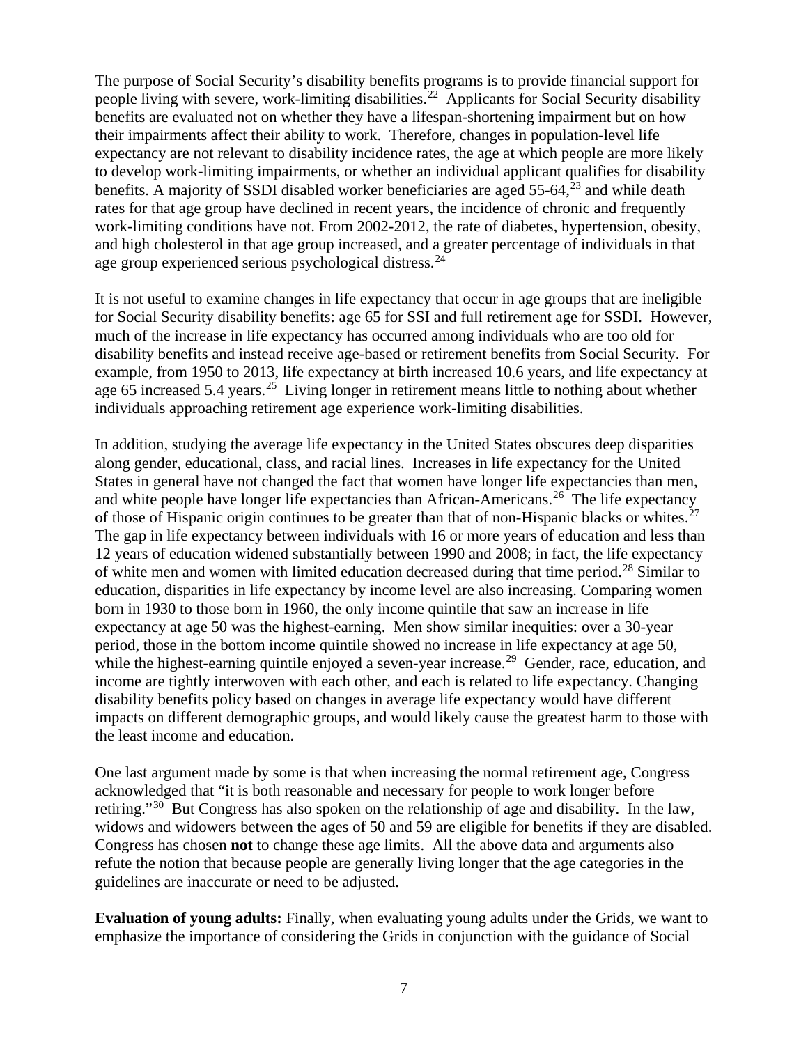The purpose of Social Security's disability benefits programs is to provide financial support for people living with severe, work-limiting disabilities.[22] Applicants for Social Security disability benefits are evaluated not on whether they have a lifespan-shortening impairment but on how their impairments affect their ability to work. Therefore, changes in population-level life expectancy are not relevant to disability incidence rates, the age at which people are more likely to develop work-limiting impairments, or whether an individual applicant qualifies for disability benefits. A majority of SSDI disabled worker beneficiaries are aged 55-64,[23] and while death rates for that age group have declined in recent years, the incidence of chronic and frequently work-limiting conditions have not. From 2002-2012, the rate of diabetes, hypertension, obesity, and high cholesterol in that age group increased, and a greater percentage of individuals in that age group experienced serious psychological distress.[24]

It is not useful to examine changes in life expectancy that occur in age groups that are ineligible for Social Security disability benefits: age 65 for SSI and full retirement age for SSDI. However, much of the increase in life expectancy has occurred among individuals who are too old for disability benefits and instead receive age-based or retirement benefits from Social Security. For example, from 1950 to 2013, life expectancy at birth increased 10.6 years, and life expectancy at age 65 increased 5.4 years.[25] Living longer in retirement means little to nothing about whether individuals approaching retirement age experience work-limiting disabilities.

In addition, studying the average life expectancy in the United States obscures deep disparities along gender, educational, class, and racial lines. Increases in life expectancy for the United States in general have not changed the fact that women have longer life expectancies than men, and white people have longer life expectancies than African-Americans.[26] The life expectancy of those of Hispanic origin continues to be greater than that of non-Hispanic blacks or whites.[27] The gap in life expectancy between individuals with 16 or more years of education and less than 12 years of education widened substantially between 1990 and 2008; in fact, the life expectancy of white men and women with limited education decreased during that time period.[28] Similar to education, disparities in life expectancy by income level are also increasing. Comparing women born in 1930 to those born in 1960, the only income quintile that saw an increase in life expectancy at age 50 was the highest-earning. Men show similar inequities: over a 30-year period, those in the bottom income quintile showed no increase in life expectancy at age 50, while the highest-earning quintile enjoyed a seven-year increase.[29] Gender, race, education, and income are tightly interwoven with each other, and each is related to life expectancy. Changing disability benefits policy based on changes in average life expectancy would have different impacts on different demographic groups, and would likely cause the greatest harm to those with the least income and education.

One last argument made by some is that when increasing the normal retirement age, Congress acknowledged that "it is both reasonable and necessary for people to work longer before retiring."[30] But Congress has also spoken on the relationship of age and disability. In the law, widows and widowers between the ages of 50 and 59 are eligible for benefits if they are disabled. Congress has chosen **not** to change these age limits. All the above data and arguments also refute the notion that because people are generally living longer that the age categories in the guidelines are inaccurate or need to be adjusted.

**Evaluation of young adults:** Finally, when evaluating young adults under the Grids, we want to emphasize the importance of considering the Grids in conjunction with the guidance of Social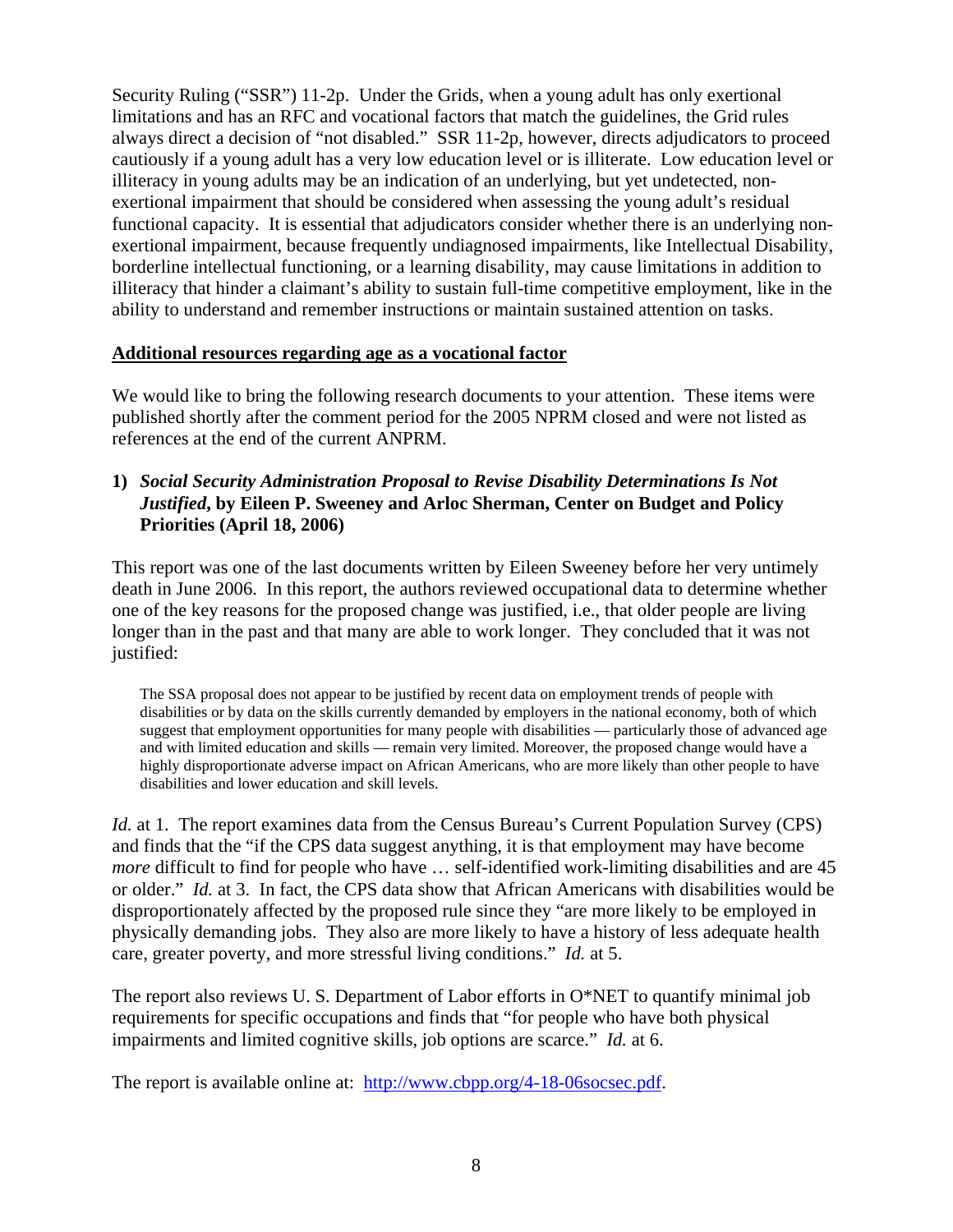Security Ruling ("SSR") 11-2p. Under the Grids, when a young adult has only exertional limitations and has an RFC and vocational factors that match the guidelines, the Grid rules always direct a decision of "not disabled." SSR 11-2p, however, directs adjudicators to proceed cautiously if a young adult has a very low education level or is illiterate. Low education level or illiteracy in young adults may be an indication of an underlying, but yet undetected, non-exertional impairment that should be considered when assessing the young adult's residual functional capacity. It is essential that adjudicators consider whether there is an underlying non-exertional impairment, because frequently undiagnosed impairments, like Intellectual Disability, borderline intellectual functioning, or a learning disability, may cause limitations in addition to illiteracy that hinder a claimant's ability to sustain full-time competitive employment, like in the ability to understand and remember instructions or maintain sustained attention on tasks.

**Additional resources regarding age as a vocational factor**

We would like to bring the following research documents to your attention. These items were published shortly after the comment period for the 2005 NPRM closed and were not listed as references at the end of the current ANPRM.

**1)** ***Social Security Administration Proposal to Revise Disability Determinations Is Not Justified*, by Eileen P. Sweeney and Arloc Sherman, Center on Budget and Policy Priorities (April 18, 2006)**

This report was one of the last documents written by Eileen Sweeney before her very untimely death in June 2006. In this report, the authors reviewed occupational data to determine whether one of the key reasons for the proposed change was justified, i.e., that older people are living longer than in the past and that many are able to work longer. They concluded that it was not justified:

> The SSA proposal does not appear to be justified by recent data on employment trends of people with disabilities or by data on the skills currently demanded by employers in the national economy, both of which suggest that employment opportunities for many people with disabilities — particularly those of advanced age and with limited education and skills — remain very limited. Moreover, the proposed change would have a highly disproportionate adverse impact on African Americans, who are more likely than other people to have disabilities and lower education and skill levels.

*Id.* at 1. The report examines data from the Census Bureau's Current Population Survey (CPS) and finds that the "if the CPS data suggest anything, it is that employment may have become *more* difficult to find for people who have … self-identified work-limiting disabilities and are 45 or older." *Id.* at 3. In fact, the CPS data show that African Americans with disabilities would be disproportionately affected by the proposed rule since they "are more likely to be employed in physically demanding jobs. They also are more likely to have a history of less adequate health care, greater poverty, and more stressful living conditions." *Id.* at 5.

The report also reviews U. S. Department of Labor efforts in O*NET to quantify minimal job requirements for specific occupations and finds that "for people who have both physical impairments and limited cognitive skills, job options are scarce." *Id.* at 6.

The report is available online at: [http://www.cbpp.org/4-18-06socsec.pdf](http://www.cbpp.org/4-18-06socsec.pdf).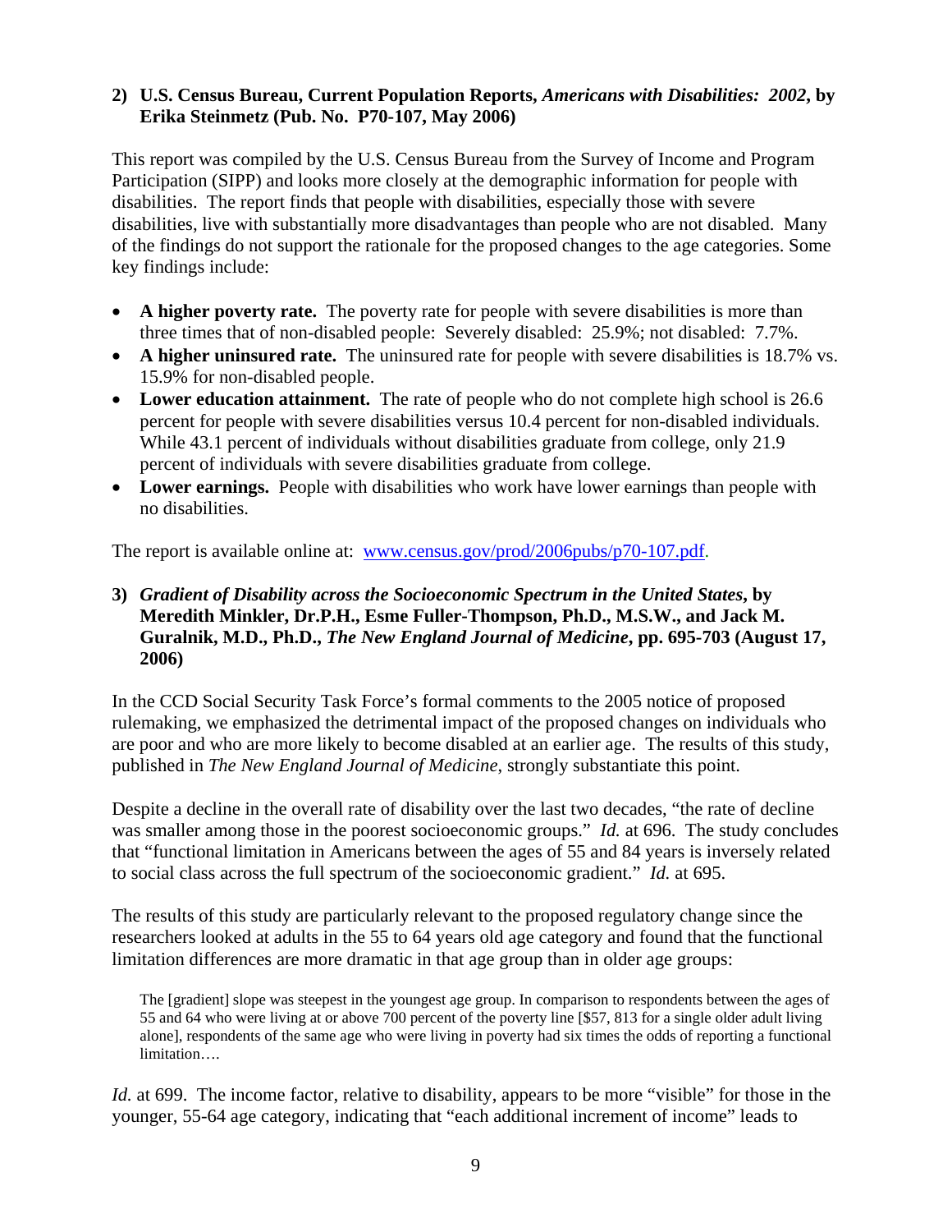**2) U.S. Census Bureau, Current Population Reports, *Americans with Disabilities: 2002*, by Erika Steinmetz (Pub. No. P70-107, May 2006)**

This report was compiled by the U.S. Census Bureau from the Survey of Income and Program Participation (SIPP) and looks more closely at the demographic information for people with disabilities. The report finds that people with disabilities, especially those with severe disabilities, live with substantially more disadvantages than people who are not disabled. Many of the findings do not support the rationale for the proposed changes to the age categories. Some key findings include:

- **A higher poverty rate.** The poverty rate for people with severe disabilities is more than three times that of non-disabled people: Severely disabled: 25.9%; not disabled: 7.7%.
- **A higher uninsured rate.** The uninsured rate for people with severe disabilities is 18.7% vs. 15.9% for non-disabled people.
- **Lower education attainment.** The rate of people who do not complete high school is 26.6 percent for people with severe disabilities versus 10.4 percent for non-disabled individuals. While 43.1 percent of individuals without disabilities graduate from college, only 21.9 percent of individuals with severe disabilities graduate from college.
- **Lower earnings.** People with disabilities who work have lower earnings than people with no disabilities.

The report is available online at: www.census.gov/prod/2006pubs/p70-107.pdf.

**3) *Gradient of Disability across the Socioeconomic Spectrum in the United States*, by Meredith Minkler, Dr.P.H., Esme Fuller-Thompson, Ph.D., M.S.W., and Jack M. Guralnik, M.D., Ph.D., *The New England Journal of Medicine*, pp. 695-703 (August 17, 2006)**

In the CCD Social Security Task Force's formal comments to the 2005 notice of proposed rulemaking, we emphasized the detrimental impact of the proposed changes on individuals who are poor and who are more likely to become disabled at an earlier age. The results of this study, published in *The New England Journal of Medicine*, strongly substantiate this point.

Despite a decline in the overall rate of disability over the last two decades, "the rate of decline was smaller among those in the poorest socioeconomic groups." *Id.* at 696. The study concludes that "functional limitation in Americans between the ages of 55 and 84 years is inversely related to social class across the full spectrum of the socioeconomic gradient." *Id.* at 695.

The results of this study are particularly relevant to the proposed regulatory change since the researchers looked at adults in the 55 to 64 years old age category and found that the functional limitation differences are more dramatic in that age group than in older age groups:

> The [gradient] slope was steepest in the youngest age group. In comparison to respondents between the ages of 55 and 64 who were living at or above 700 percent of the poverty line [$57, 813 for a single older adult living alone], respondents of the same age who were living in poverty had six times the odds of reporting a functional limitation….

*Id.* at 699. The income factor, relative to disability, appears to be more "visible" for those in the younger, 55-64 age category, indicating that "each additional increment of income" leads to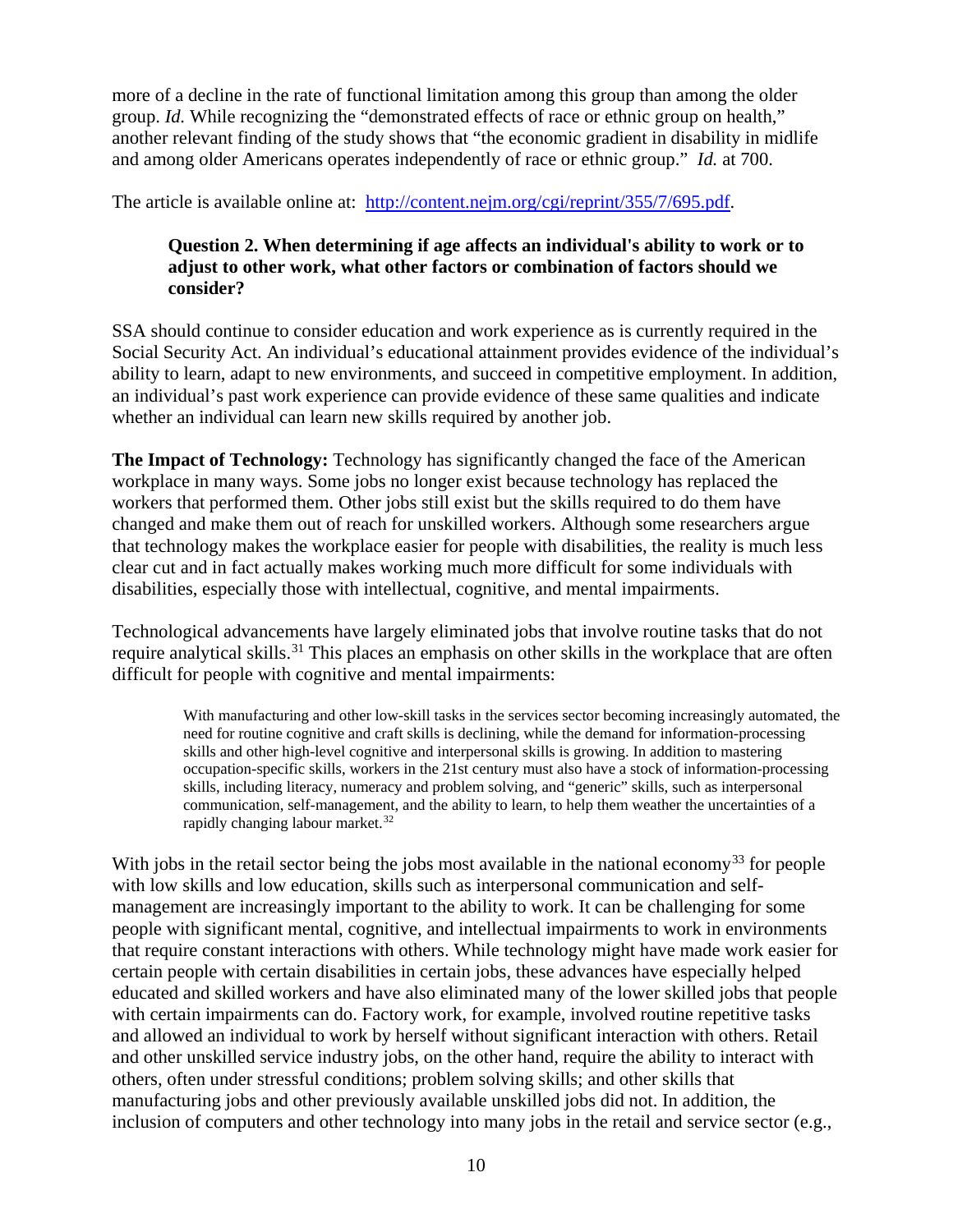more of a decline in the rate of functional limitation among this group than among the older group. *Id.* While recognizing the "demonstrated effects of race or ethnic group on health," another relevant finding of the study shows that "the economic gradient in disability in midlife and among older Americans operates independently of race or ethnic group." *Id.* at 700.

The article is available online at: [http://content.nejm.org/cgi/reprint/355/7/695.pdf](http://content.nejm.org/cgi/reprint/355/7/695.pdf).

> **Question 2. When determining if age affects an individual's ability to work or to adjust to other work, what other factors or combination of factors should we consider?**

SSA should continue to consider education and work experience as is currently required in the Social Security Act. An individual's educational attainment provides evidence of the individual's ability to learn, adapt to new environments, and succeed in competitive employment. In addition, an individual's past work experience can provide evidence of these same qualities and indicate whether an individual can learn new skills required by another job.

**The Impact of Technology:** Technology has significantly changed the face of the American workplace in many ways. Some jobs no longer exist because technology has replaced the workers that performed them. Other jobs still exist but the skills required to do them have changed and make them out of reach for unskilled workers. Although some researchers argue that technology makes the workplace easier for people with disabilities, the reality is much less clear cut and in fact actually makes working much more difficult for some individuals with disabilities, especially those with intellectual, cognitive, and mental impairments.

Technological advancements have largely eliminated jobs that involve routine tasks that do not require analytical skills.[31] This places an emphasis on other skills in the workplace that are often difficult for people with cognitive and mental impairments:

> With manufacturing and other low-skill tasks in the services sector becoming increasingly automated, the need for routine cognitive and craft skills is declining, while the demand for information-processing skills and other high-level cognitive and interpersonal skills is growing. In addition to mastering occupation-specific skills, workers in the 21st century must also have a stock of information-processing skills, including literacy, numeracy and problem solving, and "generic" skills, such as interpersonal communication, self-management, and the ability to learn, to help them weather the uncertainties of a rapidly changing labour market.[32]

With jobs in the retail sector being the jobs most available in the national economy[33] for people with low skills and low education, skills such as interpersonal communication and self-management are increasingly important to the ability to work. It can be challenging for some people with significant mental, cognitive, and intellectual impairments to work in environments that require constant interactions with others. While technology might have made work easier for certain people with certain disabilities in certain jobs, these advances have especially helped educated and skilled workers and have also eliminated many of the lower skilled jobs that people with certain impairments can do. Factory work, for example, involved routine repetitive tasks and allowed an individual to work by herself without significant interaction with others. Retail and other unskilled service industry jobs, on the other hand, require the ability to interact with others, often under stressful conditions; problem solving skills; and other skills that manufacturing jobs and other previously available unskilled jobs did not. In addition, the inclusion of computers and other technology into many jobs in the retail and service sector (e.g.,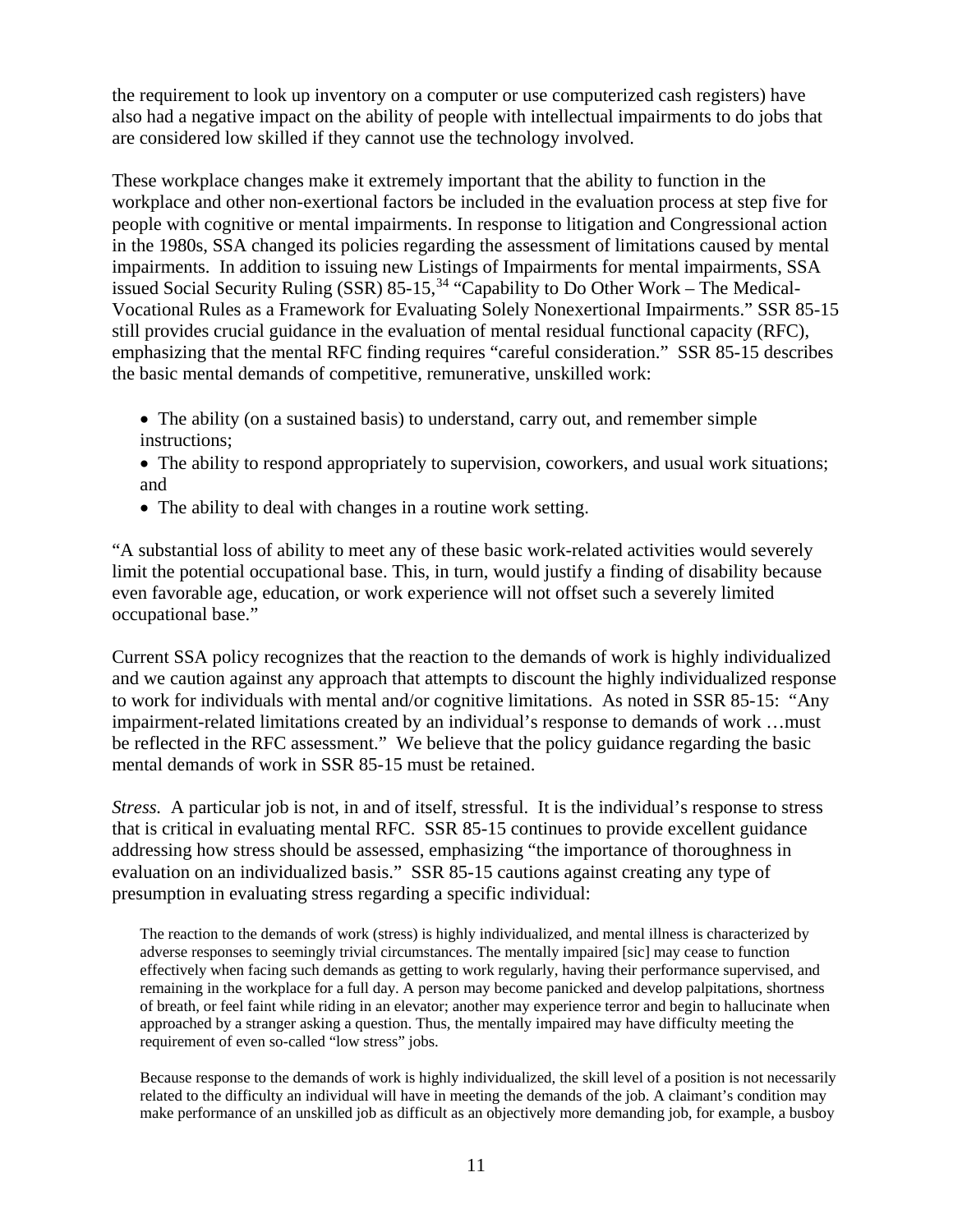the requirement to look up inventory on a computer or use computerized cash registers) have also had a negative impact on the ability of people with intellectual impairments to do jobs that are considered low skilled if they cannot use the technology involved.

These workplace changes make it extremely important that the ability to function in the workplace and other non-exertional factors be included in the evaluation process at step five for people with cognitive or mental impairments. In response to litigation and Congressional action in the 1980s, SSA changed its policies regarding the assessment of limitations caused by mental impairments. In addition to issuing new Listings of Impairments for mental impairments, SSA issued Social Security Ruling (SSR) 85-15,[34] "Capability to Do Other Work – The Medical-Vocational Rules as a Framework for Evaluating Solely Nonexertional Impairments." SSR 85-15 still provides crucial guidance in the evaluation of mental residual functional capacity (RFC), emphasizing that the mental RFC finding requires "careful consideration." SSR 85-15 describes the basic mental demands of competitive, remunerative, unskilled work:

- The ability (on a sustained basis) to understand, carry out, and remember simple instructions;
- The ability to respond appropriately to supervision, coworkers, and usual work situations; and
- The ability to deal with changes in a routine work setting.

"A substantial loss of ability to meet any of these basic work-related activities would severely limit the potential occupational base. This, in turn, would justify a finding of disability because even favorable age, education, or work experience will not offset such a severely limited occupational base."

Current SSA policy recognizes that the reaction to the demands of work is highly individualized and we caution against any approach that attempts to discount the highly individualized response to work for individuals with mental and/or cognitive limitations. As noted in SSR 85-15: "Any impairment-related limitations created by an individual's response to demands of work …must be reflected in the RFC assessment." We believe that the policy guidance regarding the basic mental demands of work in SSR 85-15 must be retained.

*Stress.* A particular job is not, in and of itself, stressful. It is the individual's response to stress that is critical in evaluating mental RFC. SSR 85-15 continues to provide excellent guidance addressing how stress should be assessed, emphasizing "the importance of thoroughness in evaluation on an individualized basis." SSR 85-15 cautions against creating any type of presumption in evaluating stress regarding a specific individual:

> The reaction to the demands of work (stress) is highly individualized, and mental illness is characterized by adverse responses to seemingly trivial circumstances. The mentally impaired [sic] may cease to function effectively when facing such demands as getting to work regularly, having their performance supervised, and remaining in the workplace for a full day. A person may become panicked and develop palpitations, shortness of breath, or feel faint while riding in an elevator; another may experience terror and begin to hallucinate when approached by a stranger asking a question. Thus, the mentally impaired may have difficulty meeting the requirement of even so-called "low stress" jobs.
>
> Because response to the demands of work is highly individualized, the skill level of a position is not necessarily related to the difficulty an individual will have in meeting the demands of the job. A claimant's condition may make performance of an unskilled job as difficult as an objectively more demanding job, for example, a busboy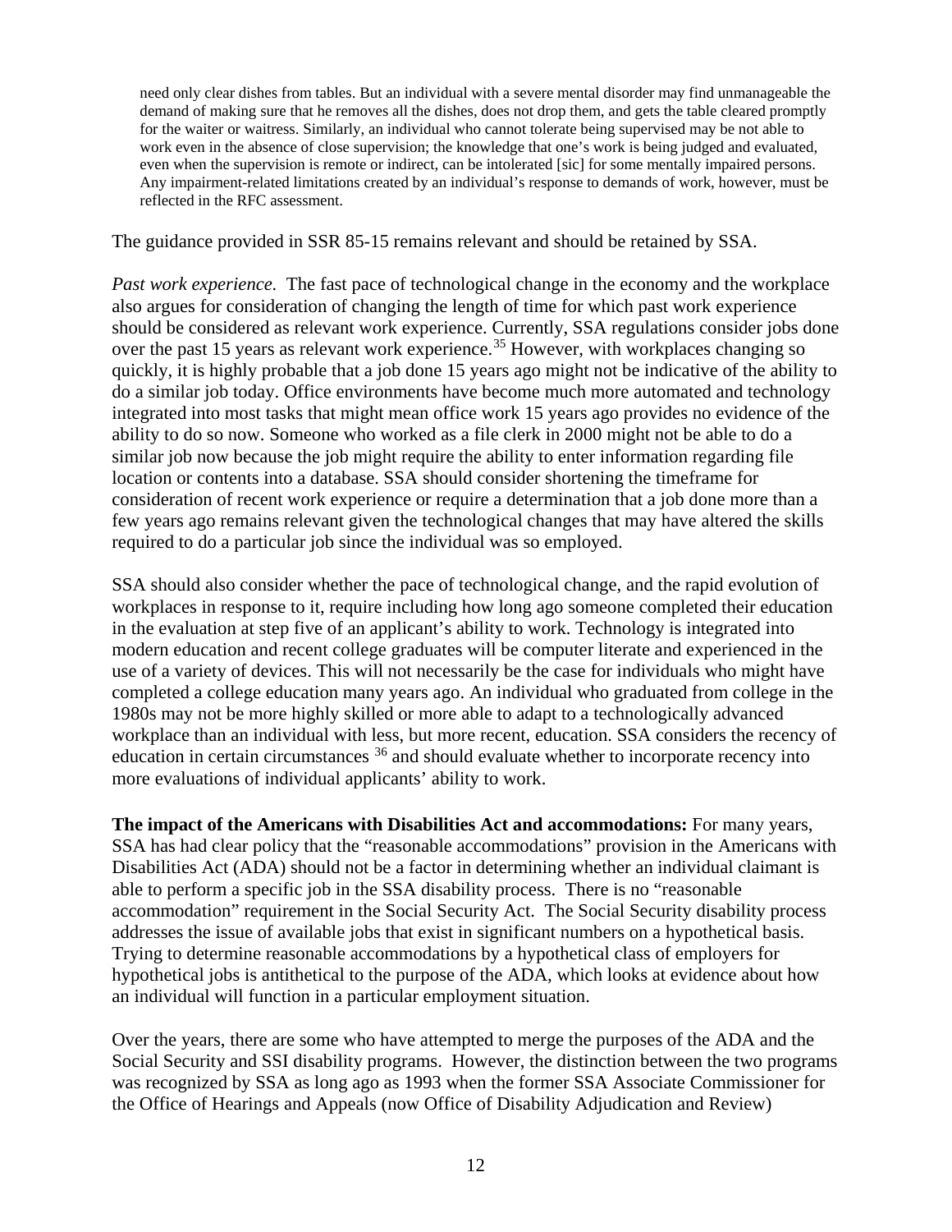> need only clear dishes from tables. But an individual with a severe mental disorder may find unmanageable the demand of making sure that he removes all the dishes, does not drop them, and gets the table cleared promptly for the waiter or waitress. Similarly, an individual who cannot tolerate being supervised may be not able to work even in the absence of close supervision; the knowledge that one's work is being judged and evaluated, even when the supervision is remote or indirect, can be intolerated [sic] for some mentally impaired persons. Any impairment-related limitations created by an individual's response to demands of work, however, must be reflected in the RFC assessment.

The guidance provided in SSR 85-15 remains relevant and should be retained by SSA.

*Past work experience.* The fast pace of technological change in the economy and the workplace also argues for consideration of changing the length of time for which past work experience should be considered as relevant work experience. Currently, SSA regulations consider jobs done over the past 15 years as relevant work experience.[35] However, with workplaces changing so quickly, it is highly probable that a job done 15 years ago might not be indicative of the ability to do a similar job today. Office environments have become much more automated and technology integrated into most tasks that might mean office work 15 years ago provides no evidence of the ability to do so now. Someone who worked as a file clerk in 2000 might not be able to do a similar job now because the job might require the ability to enter information regarding file location or contents into a database. SSA should consider shortening the timeframe for consideration of recent work experience or require a determination that a job done more than a few years ago remains relevant given the technological changes that may have altered the skills required to do a particular job since the individual was so employed.

SSA should also consider whether the pace of technological change, and the rapid evolution of workplaces in response to it, require including how long ago someone completed their education in the evaluation at step five of an applicant's ability to work. Technology is integrated into modern education and recent college graduates will be computer literate and experienced in the use of a variety of devices. This will not necessarily be the case for individuals who might have completed a college education many years ago. An individual who graduated from college in the 1980s may not be more highly skilled or more able to adapt to a technologically advanced workplace than an individual with less, but more recent, education. SSA considers the recency of education in certain circumstances [36] and should evaluate whether to incorporate recency into more evaluations of individual applicants' ability to work.

**The impact of the Americans with Disabilities Act and accommodations:** For many years, SSA has had clear policy that the "reasonable accommodations" provision in the Americans with Disabilities Act (ADA) should not be a factor in determining whether an individual claimant is able to perform a specific job in the SSA disability process. There is no "reasonable accommodation" requirement in the Social Security Act. The Social Security disability process addresses the issue of available jobs that exist in significant numbers on a hypothetical basis. Trying to determine reasonable accommodations by a hypothetical class of employers for hypothetical jobs is antithetical to the purpose of the ADA, which looks at evidence about how an individual will function in a particular employment situation.

Over the years, there are some who have attempted to merge the purposes of the ADA and the Social Security and SSI disability programs. However, the distinction between the two programs was recognized by SSA as long ago as 1993 when the former SSA Associate Commissioner for the Office of Hearings and Appeals (now Office of Disability Adjudication and Review)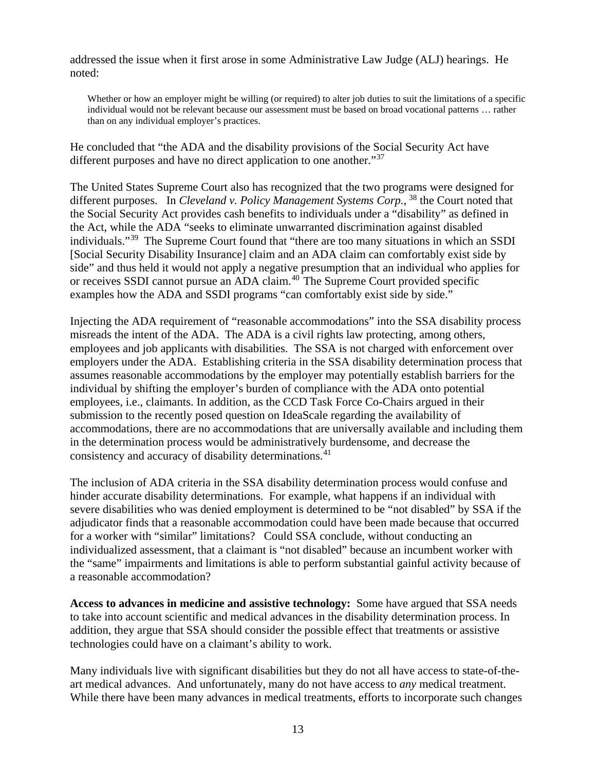addressed the issue when it first arose in some Administrative Law Judge (ALJ) hearings. He noted:

> Whether or how an employer might be willing (or required) to alter job duties to suit the limitations of a specific individual would not be relevant because our assessment must be based on broad vocational patterns … rather than on any individual employer's practices.

He concluded that "the ADA and the disability provisions of the Social Security Act have different purposes and have no direct application to one another."[37]

The United States Supreme Court also has recognized that the two programs were designed for different purposes. In *Cleveland v. Policy Management Systems Corp.*, [38] the Court noted that the Social Security Act provides cash benefits to individuals under a "disability" as defined in the Act, while the ADA "seeks to eliminate unwarranted discrimination against disabled individuals."[39] The Supreme Court found that "there are too many situations in which an SSDI [Social Security Disability Insurance] claim and an ADA claim can comfortably exist side by side" and thus held it would not apply a negative presumption that an individual who applies for or receives SSDI cannot pursue an ADA claim.[40] The Supreme Court provided specific examples how the ADA and SSDI programs "can comfortably exist side by side."

Injecting the ADA requirement of "reasonable accommodations" into the SSA disability process misreads the intent of the ADA. The ADA is a civil rights law protecting, among others, employees and job applicants with disabilities. The SSA is not charged with enforcement over employers under the ADA. Establishing criteria in the SSA disability determination process that assumes reasonable accommodations by the employer may potentially establish barriers for the individual by shifting the employer's burden of compliance with the ADA onto potential employees, i.e., claimants. In addition, as the CCD Task Force Co-Chairs argued in their submission to the recently posed question on IdeaScale regarding the availability of accommodations, there are no accommodations that are universally available and including them in the determination process would be administratively burdensome, and decrease the consistency and accuracy of disability determinations.[41]

The inclusion of ADA criteria in the SSA disability determination process would confuse and hinder accurate disability determinations. For example, what happens if an individual with severe disabilities who was denied employment is determined to be "not disabled" by SSA if the adjudicator finds that a reasonable accommodation could have been made because that occurred for a worker with "similar" limitations? Could SSA conclude, without conducting an individualized assessment, that a claimant is "not disabled" because an incumbent worker with the "same" impairments and limitations is able to perform substantial gainful activity because of a reasonable accommodation?

**Access to advances in medicine and assistive technology:** Some have argued that SSA needs to take into account scientific and medical advances in the disability determination process. In addition, they argue that SSA should consider the possible effect that treatments or assistive technologies could have on a claimant's ability to work.

Many individuals live with significant disabilities but they do not all have access to state-of-the-art medical advances. And unfortunately, many do not have access to *any* medical treatment. While there have been many advances in medical treatments, efforts to incorporate such changes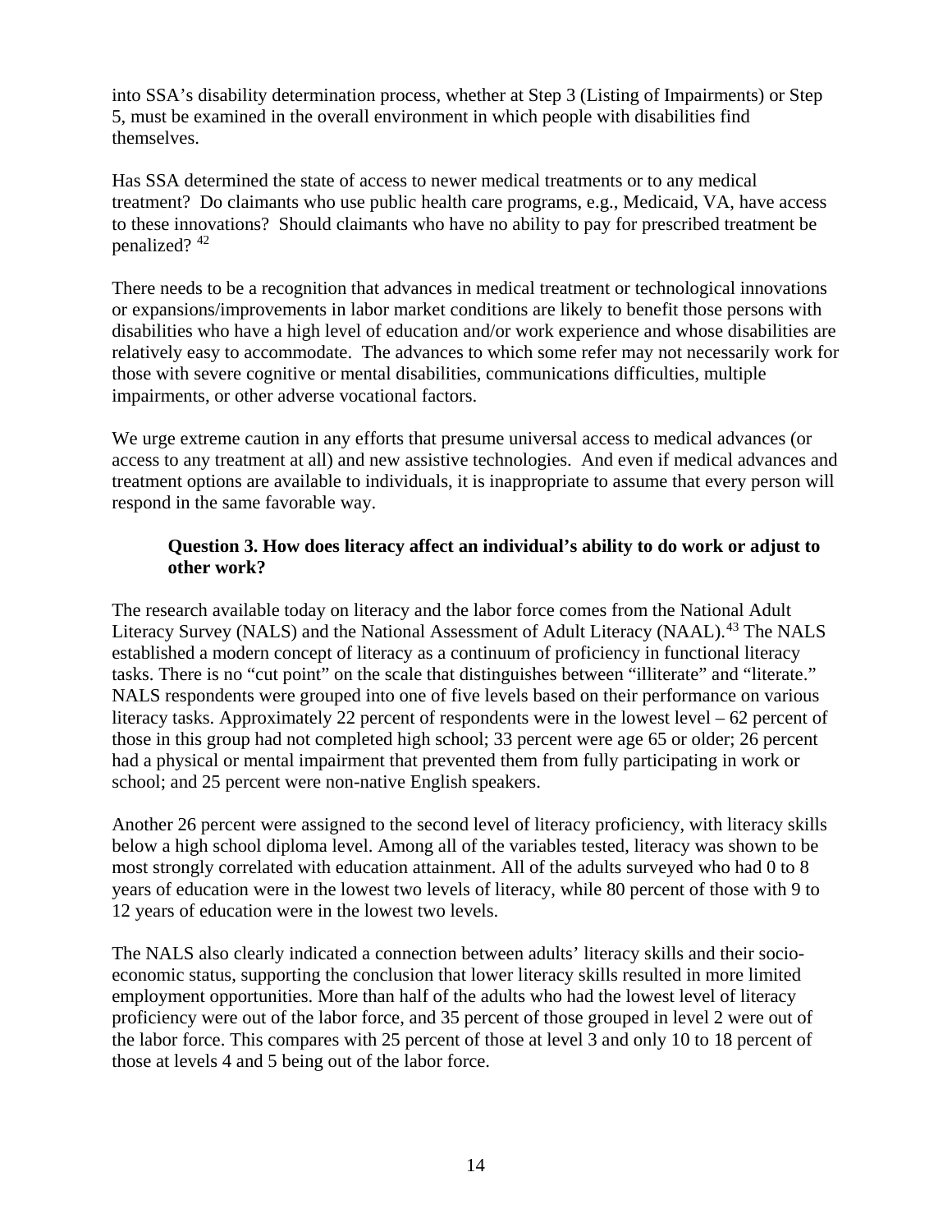into SSA's disability determination process, whether at Step 3 (Listing of Impairments) or Step 5, must be examined in the overall environment in which people with disabilities find themselves.

Has SSA determined the state of access to newer medical treatments or to any medical treatment? Do claimants who use public health care programs, e.g., Medicaid, VA, have access to these innovations? Should claimants who have no ability to pay for prescribed treatment be penalized? [42]

There needs to be a recognition that advances in medical treatment or technological innovations or expansions/improvements in labor market conditions are likely to benefit those persons with disabilities who have a high level of education and/or work experience and whose disabilities are relatively easy to accommodate. The advances to which some refer may not necessarily work for those with severe cognitive or mental disabilities, communications difficulties, multiple impairments, or other adverse vocational factors.

We urge extreme caution in any efforts that presume universal access to medical advances (or access to any treatment at all) and new assistive technologies. And even if medical advances and treatment options are available to individuals, it is inappropriate to assume that every person will respond in the same favorable way.

**Question 3. How does literacy affect an individual's ability to do work or adjust to other work?**

The research available today on literacy and the labor force comes from the National Adult Literacy Survey (NALS) and the National Assessment of Adult Literacy (NAAL).[43] The NALS established a modern concept of literacy as a continuum of proficiency in functional literacy tasks. There is no "cut point" on the scale that distinguishes between "illiterate" and "literate." NALS respondents were grouped into one of five levels based on their performance on various literacy tasks. Approximately 22 percent of respondents were in the lowest level – 62 percent of those in this group had not completed high school; 33 percent were age 65 or older; 26 percent had a physical or mental impairment that prevented them from fully participating in work or school; and 25 percent were non-native English speakers.

Another 26 percent were assigned to the second level of literacy proficiency, with literacy skills below a high school diploma level. Among all of the variables tested, literacy was shown to be most strongly correlated with education attainment. All of the adults surveyed who had 0 to 8 years of education were in the lowest two levels of literacy, while 80 percent of those with 9 to 12 years of education were in the lowest two levels.

The NALS also clearly indicated a connection between adults' literacy skills and their socio-economic status, supporting the conclusion that lower literacy skills resulted in more limited employment opportunities. More than half of the adults who had the lowest level of literacy proficiency were out of the labor force, and 35 percent of those grouped in level 2 were out of the labor force. This compares with 25 percent of those at level 3 and only 10 to 18 percent of those at levels 4 and 5 being out of the labor force.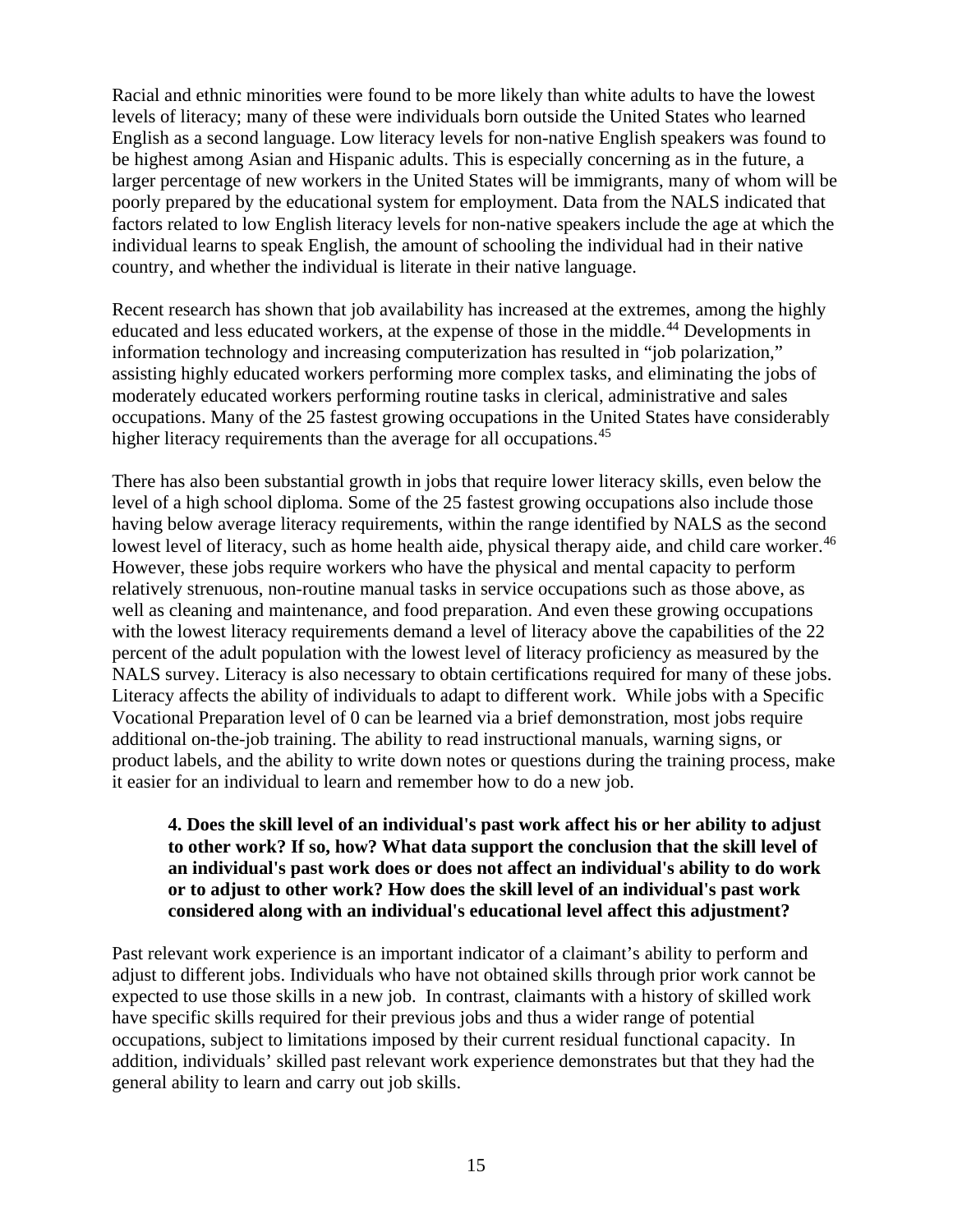Racial and ethnic minorities were found to be more likely than white adults to have the lowest levels of literacy; many of these were individuals born outside the United States who learned English as a second language. Low literacy levels for non-native English speakers was found to be highest among Asian and Hispanic adults. This is especially concerning as in the future, a larger percentage of new workers in the United States will be immigrants, many of whom will be poorly prepared by the educational system for employment. Data from the NALS indicated that factors related to low English literacy levels for non-native speakers include the age at which the individual learns to speak English, the amount of schooling the individual had in their native country, and whether the individual is literate in their native language.

Recent research has shown that job availability has increased at the extremes, among the highly educated and less educated workers, at the expense of those in the middle.[44] Developments in information technology and increasing computerization has resulted in "job polarization," assisting highly educated workers performing more complex tasks, and eliminating the jobs of moderately educated workers performing routine tasks in clerical, administrative and sales occupations. Many of the 25 fastest growing occupations in the United States have considerably higher literacy requirements than the average for all occupations.[45]

There has also been substantial growth in jobs that require lower literacy skills, even below the level of a high school diploma. Some of the 25 fastest growing occupations also include those having below average literacy requirements, within the range identified by NALS as the second lowest level of literacy, such as home health aide, physical therapy aide, and child care worker.[46] However, these jobs require workers who have the physical and mental capacity to perform relatively strenuous, non-routine manual tasks in service occupations such as those above, as well as cleaning and maintenance, and food preparation. And even these growing occupations with the lowest literacy requirements demand a level of literacy above the capabilities of the 22 percent of the adult population with the lowest level of literacy proficiency as measured by the NALS survey. Literacy is also necessary to obtain certifications required for many of these jobs. Literacy affects the ability of individuals to adapt to different work. While jobs with a Specific Vocational Preparation level of 0 can be learned via a brief demonstration, most jobs require additional on-the-job training. The ability to read instructional manuals, warning signs, or product labels, and the ability to write down notes or questions during the training process, make it easier for an individual to learn and remember how to do a new job.

> **4. Does the skill level of an individual's past work affect his or her ability to adjust to other work? If so, how? What data support the conclusion that the skill level of an individual's past work does or does not affect an individual's ability to do work or to adjust to other work? How does the skill level of an individual's past work considered along with an individual's educational level affect this adjustment?**

Past relevant work experience is an important indicator of a claimant's ability to perform and adjust to different jobs. Individuals who have not obtained skills through prior work cannot be expected to use those skills in a new job. In contrast, claimants with a history of skilled work have specific skills required for their previous jobs and thus a wider range of potential occupations, subject to limitations imposed by their current residual functional capacity. In addition, individuals' skilled past relevant work experience demonstrates but that they had the general ability to learn and carry out job skills.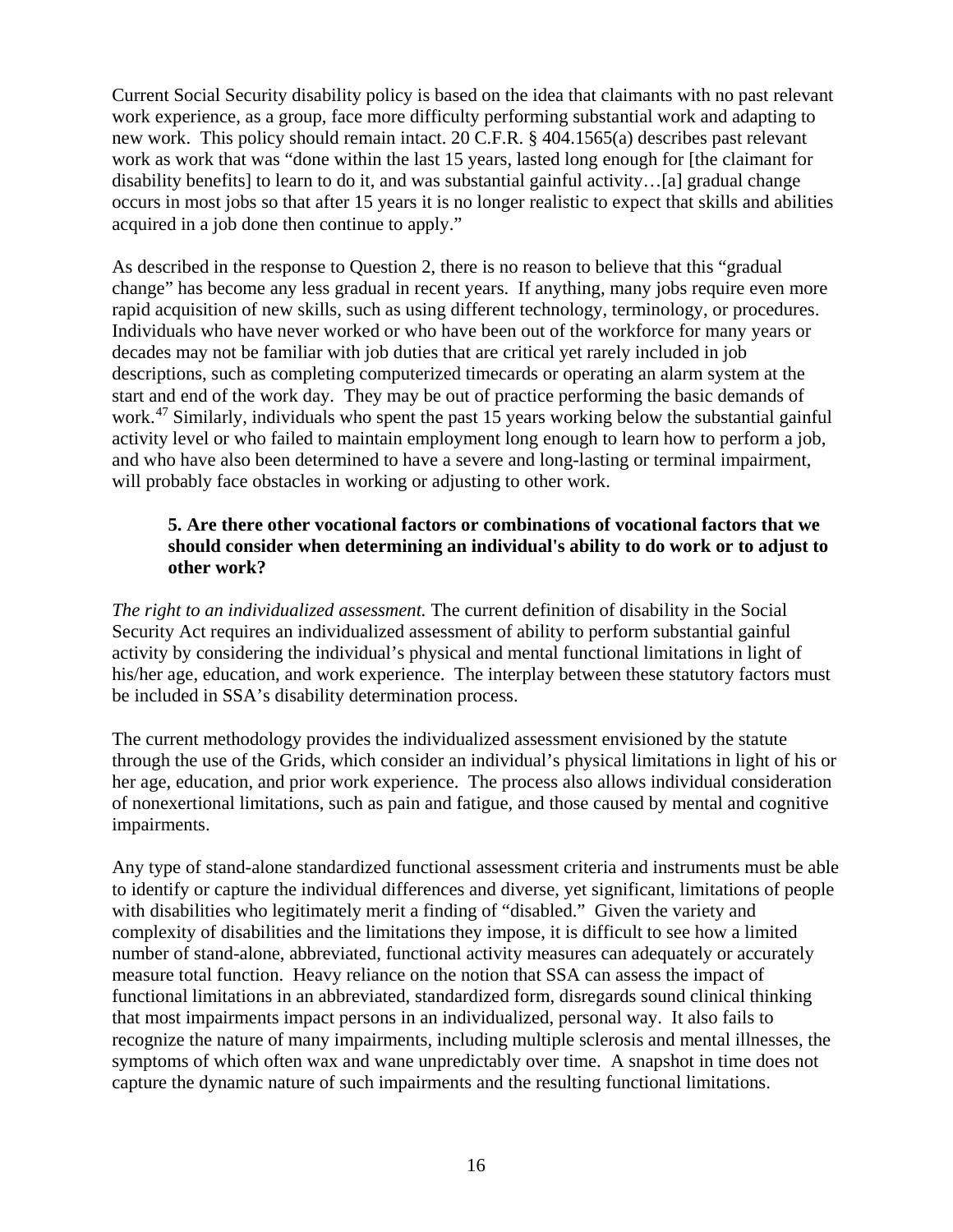Current Social Security disability policy is based on the idea that claimants with no past relevant work experience, as a group, face more difficulty performing substantial work and adapting to new work. This policy should remain intact. 20 C.F.R. § 404.1565(a) describes past relevant work as work that was "done within the last 15 years, lasted long enough for [the claimant for disability benefits] to learn to do it, and was substantial gainful activity…[a] gradual change occurs in most jobs so that after 15 years it is no longer realistic to expect that skills and abilities acquired in a job done then continue to apply."

As described in the response to Question 2, there is no reason to believe that this "gradual change" has become any less gradual in recent years. If anything, many jobs require even more rapid acquisition of new skills, such as using different technology, terminology, or procedures. Individuals who have never worked or who have been out of the workforce for many years or decades may not be familiar with job duties that are critical yet rarely included in job descriptions, such as completing computerized timecards or operating an alarm system at the start and end of the work day. They may be out of practice performing the basic demands of work.[47] Similarly, individuals who spent the past 15 years working below the substantial gainful activity level or who failed to maintain employment long enough to learn how to perform a job, and who have also been determined to have a severe and long-lasting or terminal impairment, will probably face obstacles in working or adjusting to other work.

> **5. Are there other vocational factors or combinations of vocational factors that we should consider when determining an individual's ability to do work or to adjust to other work?**

*The right to an individualized assessment.* The current definition of disability in the Social Security Act requires an individualized assessment of ability to perform substantial gainful activity by considering the individual's physical and mental functional limitations in light of his/her age, education, and work experience. The interplay between these statutory factors must be included in SSA's disability determination process.

The current methodology provides the individualized assessment envisioned by the statute through the use of the Grids, which consider an individual's physical limitations in light of his or her age, education, and prior work experience. The process also allows individual consideration of nonexertional limitations, such as pain and fatigue, and those caused by mental and cognitive impairments.

Any type of stand-alone standardized functional assessment criteria and instruments must be able to identify or capture the individual differences and diverse, yet significant, limitations of people with disabilities who legitimately merit a finding of "disabled." Given the variety and complexity of disabilities and the limitations they impose, it is difficult to see how a limited number of stand-alone, abbreviated, functional activity measures can adequately or accurately measure total function. Heavy reliance on the notion that SSA can assess the impact of functional limitations in an abbreviated, standardized form, disregards sound clinical thinking that most impairments impact persons in an individualized, personal way. It also fails to recognize the nature of many impairments, including multiple sclerosis and mental illnesses, the symptoms of which often wax and wane unpredictably over time. A snapshot in time does not capture the dynamic nature of such impairments and the resulting functional limitations.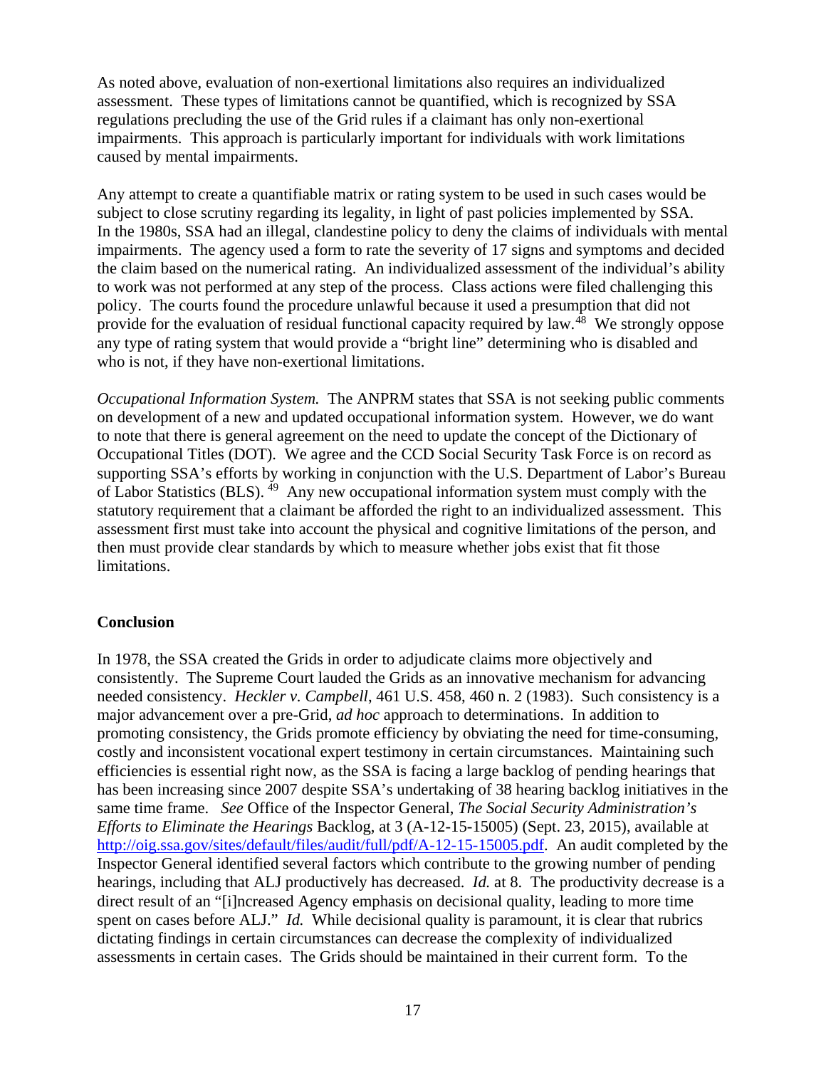As noted above, evaluation of non-exertional limitations also requires an individualized assessment. These types of limitations cannot be quantified, which is recognized by SSA regulations precluding the use of the Grid rules if a claimant has only non-exertional impairments. This approach is particularly important for individuals with work limitations caused by mental impairments.

Any attempt to create a quantifiable matrix or rating system to be used in such cases would be subject to close scrutiny regarding its legality, in light of past policies implemented by SSA. In the 1980s, SSA had an illegal, clandestine policy to deny the claims of individuals with mental impairments. The agency used a form to rate the severity of 17 signs and symptoms and decided the claim based on the numerical rating. An individualized assessment of the individual's ability to work was not performed at any step of the process. Class actions were filed challenging this policy. The courts found the procedure unlawful because it used a presumption that did not provide for the evaluation of residual functional capacity required by law.[48] We strongly oppose any type of rating system that would provide a "bright line" determining who is disabled and who is not, if they have non-exertional limitations.

*Occupational Information System.* The ANPRM states that SSA is not seeking public comments on development of a new and updated occupational information system. However, we do want to note that there is general agreement on the need to update the concept of the Dictionary of Occupational Titles (DOT). We agree and the CCD Social Security Task Force is on record as supporting SSA's efforts by working in conjunction with the U.S. Department of Labor's Bureau of Labor Statistics (BLS).[49] Any new occupational information system must comply with the statutory requirement that a claimant be afforded the right to an individualized assessment. This assessment first must take into account the physical and cognitive limitations of the person, and then must provide clear standards by which to measure whether jobs exist that fit those limitations.

## Conclusion

In 1978, the SSA created the Grids in order to adjudicate claims more objectively and consistently. The Supreme Court lauded the Grids as an innovative mechanism for advancing needed consistency. *Heckler v. Campbell*, 461 U.S. 458, 460 n. 2 (1983). Such consistency is a major advancement over a pre-Grid, *ad hoc* approach to determinations. In addition to promoting consistency, the Grids promote efficiency by obviating the need for time-consuming, costly and inconsistent vocational expert testimony in certain circumstances. Maintaining such efficiencies is essential right now, as the SSA is facing a large backlog of pending hearings that has been increasing since 2007 despite SSA's undertaking of 38 hearing backlog initiatives in the same time frame. *See* Office of the Inspector General, *The Social Security Administration's Efforts to Eliminate the Hearings* Backlog, at 3 (A-12-15-15005) (Sept. 23, 2015), available at http://oig.ssa.gov/sites/default/files/audit/full/pdf/A-12-15-15005.pdf. An audit completed by the Inspector General identified several factors which contribute to the growing number of pending hearings, including that ALJ productively has decreased. *Id.* at 8. The productivity decrease is a direct result of an "[i]ncreased Agency emphasis on decisional quality, leading to more time spent on cases before ALJ." *Id.* While decisional quality is paramount, it is clear that rubrics dictating findings in certain circumstances can decrease the complexity of individualized assessments in certain cases. The Grids should be maintained in their current form. To the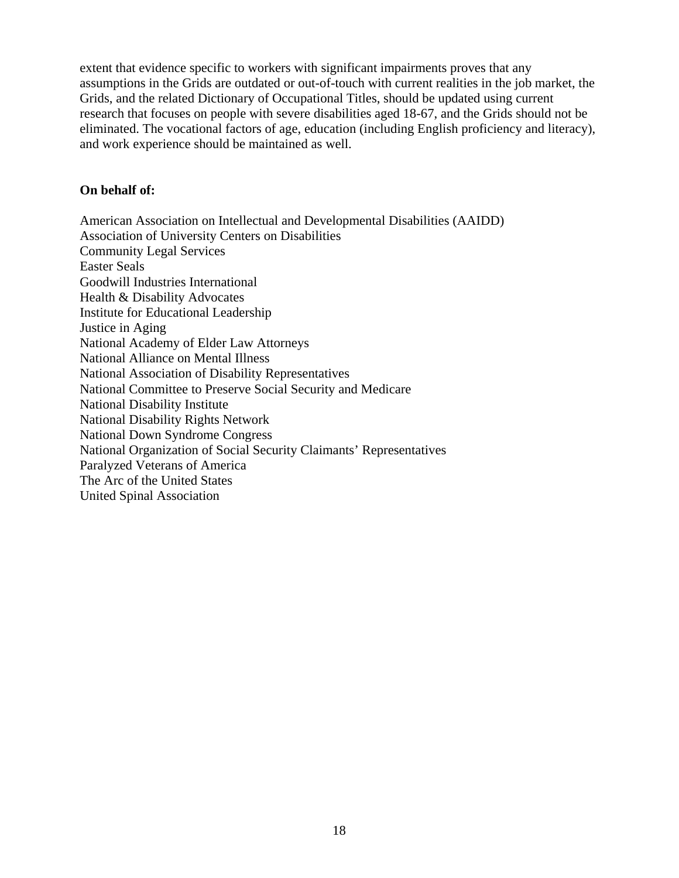extent that evidence specific to workers with significant impairments proves that any assumptions in the Grids are outdated or out-of-touch with current realities in the job market, the Grids, and the related Dictionary of Occupational Titles, should be updated using current research that focuses on people with severe disabilities aged 18-67, and the Grids should not be eliminated. The vocational factors of age, education (including English proficiency and literacy), and work experience should be maintained as well.

**On behalf of:**

American Association on Intellectual and Developmental Disabilities (AAIDD)
Association of University Centers on Disabilities
Community Legal Services
Easter Seals
Goodwill Industries International
Health & Disability Advocates
Institute for Educational Leadership
Justice in Aging
National Academy of Elder Law Attorneys
National Alliance on Mental Illness
National Association of Disability Representatives
National Committee to Preserve Social Security and Medicare
National Disability Institute
National Disability Rights Network
National Down Syndrome Congress
National Organization of Social Security Claimants' Representatives
Paralyzed Veterans of America
The Arc of the United States
United Spinal Association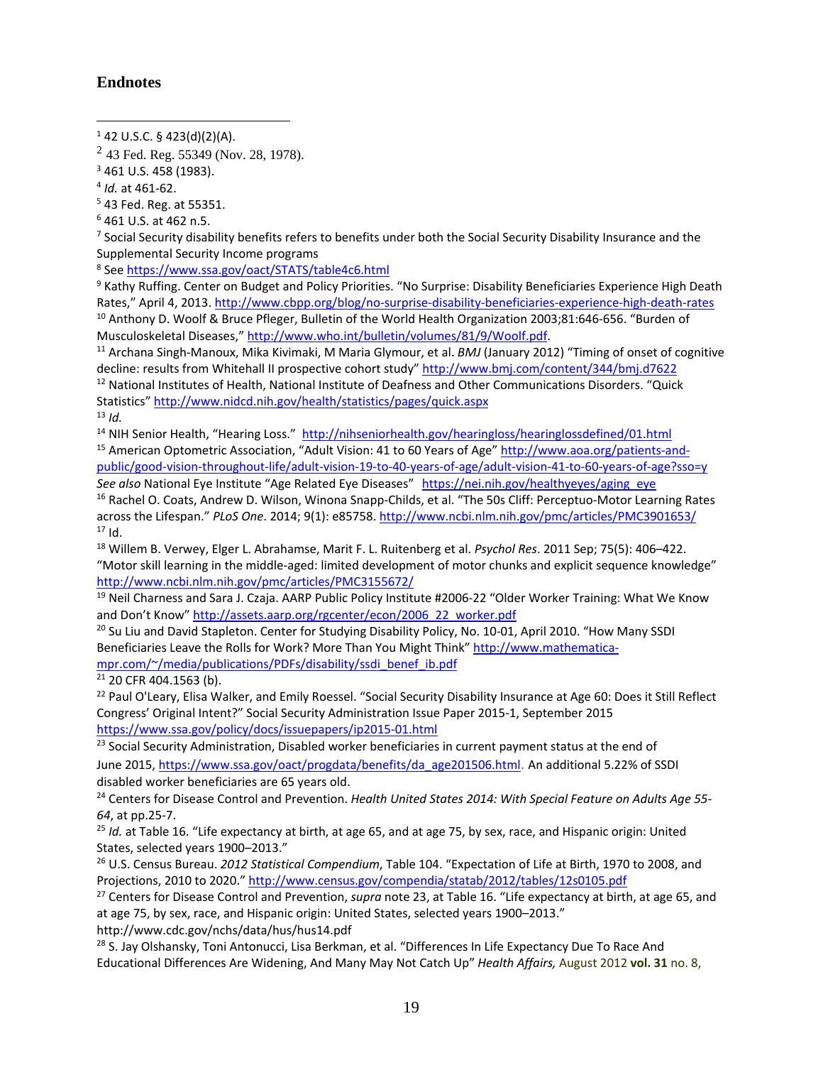## Endnotes

[1] 42 U.S.C. § 423(d)(2)(A).

[2] 43 Fed. Reg. 55349 (Nov. 28, 1978).

[3] 461 U.S. 458 (1983).

[4] *Id.* at 461-62.

[5] 43 Fed. Reg. at 55351.

[6] 461 U.S. at 462 n.5.

[7] Social Security disability benefits refers to benefits under both the Social Security Disability Insurance and the Supplemental Security Income programs

[8] See https://www.ssa.gov/oact/STATS/table4c6.html

[9] Kathy Ruffing. Center on Budget and Policy Priorities. "No Surprise: Disability Beneficiaries Experience High Death Rates," April 4, 2013. http://www.cbpp.org/blog/no-surprise-disability-beneficiaries-experience-high-death-rates

[10] Anthony D. Woolf & Bruce Pfleger, Bulletin of the World Health Organization 2003;81:646-656. "Burden of Musculoskeletal Diseases," http://www.who.int/bulletin/volumes/81/9/Woolf.pdf.

[11] Archana Singh-Manoux, Mika Kivimaki, M Maria Glymour, et al. *BMJ* (January 2012) "Timing of onset of cognitive decline: results from Whitehall II prospective cohort study" http://www.bmj.com/content/344/bmj.d7622

[12] National Institutes of Health, National Institute of Deafness and Other Communications Disorders. "Quick Statistics" http://www.nidcd.nih.gov/health/statistics/pages/quick.aspx

[13] *Id.*

[14] NIH Senior Health, "Hearing Loss." http://nihseniorhealth.gov/hearingloss/hearinglossdefined/01.html

[15] American Optometric Association, "Adult Vision: 41 to 60 Years of Age" http://www.aoa.org/patients-and-public/good-vision-throughout-life/adult-vision-19-to-40-years-of-age/adult-vision-41-to-60-years-of-age?sso=y *See also* National Eye Institute "Age Related Eye Diseases" https://nei.nih.gov/healthyeyes/aging_eye

[16] Rachel O. Coats, Andrew D. Wilson, Winona Snapp-Childs, et al. "The 50s Cliff: Perceptuo-Motor Learning Rates across the Lifespan." *PLoS One*. 2014; 9(1): e85758. http://www.ncbi.nlm.nih.gov/pmc/articles/PMC3901653/

[17] Id.

[18] Willem B. Verwey, Elger L. Abrahamse, Marit F. L. Ruitenberg et al. *Psychol Res*. 2011 Sep; 75(5): 406–422. "Motor skill learning in the middle-aged: limited development of motor chunks and explicit sequence knowledge" http://www.ncbi.nlm.nih.gov/pmc/articles/PMC3155672/

[19] Neil Charness and Sara J. Czaja. AARP Public Policy Institute #2006-22 "Older Worker Training: What We Know and Don't Know" http://assets.aarp.org/rgcenter/econ/2006_22_worker.pdf

[20] Su Liu and David Stapleton. Center for Studying Disability Policy, No. 10-01, April 2010. "How Many SSDI Beneficiaries Leave the Rolls for Work? More Than You Might Think" http://www.mathematica-mpr.com/~/media/publications/PDFs/disability/ssdi_benef_ib.pdf

[21] 20 CFR 404.1563 (b).

[22] Paul O'Leary, Elisa Walker, and Emily Roessel. "Social Security Disability Insurance at Age 60: Does it Still Reflect Congress' Original Intent?" Social Security Administration Issue Paper 2015-1, September 2015 https://www.ssa.gov/policy/docs/issuepapers/ip2015-01.html

[23] Social Security Administration, Disabled worker beneficiaries in current payment status at the end of June 2015, https://www.ssa.gov/oact/progdata/benefits/da_age201506.html. An additional 5.22% of SSDI disabled worker beneficiaries are 65 years old.

[24] Centers for Disease Control and Prevention. *Health United States 2014: With Special Feature on Adults Age 55-64*, at pp.25-7.

[25] *Id.* at Table 16. "Life expectancy at birth, at age 65, and at age 75, by sex, race, and Hispanic origin: United States, selected years 1900–2013."

[26] U.S. Census Bureau. *2012 Statistical Compendium*, Table 104. "Expectation of Life at Birth, 1970 to 2008, and Projections, 2010 to 2020." http://www.census.gov/compendia/statab/2012/tables/12s0105.pdf

[27] Centers for Disease Control and Prevention, *supra* note 23, at Table 16. "Life expectancy at birth, at age 65, and at age 75, by sex, race, and Hispanic origin: United States, selected years 1900–2013." http://www.cdc.gov/nchs/data/hus/hus14.pdf

[28] S. Jay Olshansky, Toni Antonucci, Lisa Berkman, et al. "Differences In Life Expectancy Due To Race And Educational Differences Are Widening, And Many May Not Catch Up" *Health Affairs,* August 2012 **vol. 31** no. 8,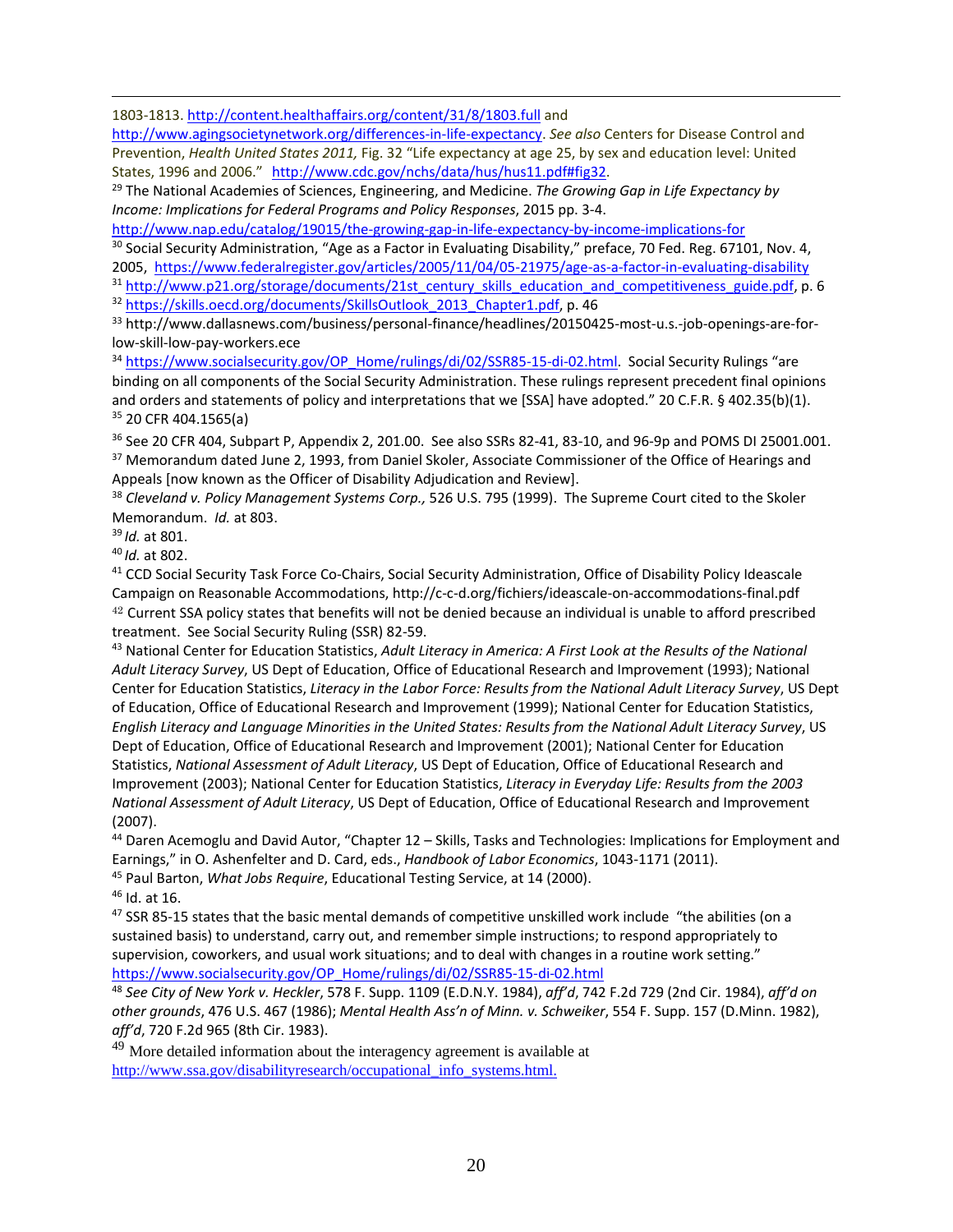1803-1813. http://content.healthaffairs.org/content/31/8/1803.full and http://www.agingsocietynetwork.org/differences-in-life-expectancy. *See also* Centers for Disease Control and Prevention, *Health United States 2011,* Fig. 32 "Life expectancy at age 25, by sex and education level: United States, 1996 and 2006." http://www.cdc.gov/nchs/data/hus/hus11.pdf#fig32.

[29] The National Academies of Sciences, Engineering, and Medicine. *The Growing Gap in Life Expectancy by Income: Implications for Federal Programs and Policy Responses*, 2015 pp. 3-4. http://www.nap.edu/catalog/19015/the-growing-gap-in-life-expectancy-by-income-implications-for

[30] Social Security Administration, "Age as a Factor in Evaluating Disability," preface, 70 Fed. Reg. 67101, Nov. 4, 2005, https://www.federalregister.gov/articles/2005/11/04/05-21975/age-as-a-factor-in-evaluating-disability

[31] http://www.p21.org/storage/documents/21st_century_skills_education_and_competitiveness_guide.pdf, p. 6

[32] https://skills.oecd.org/documents/SkillsOutlook_2013_Chapter1.pdf, p. 46

[33] http://www.dallasnews.com/business/personal-finance/headlines/20150425-most-u.s.-job-openings-are-for-low-skill-low-pay-workers.ece

[34] https://www.socialsecurity.gov/OP_Home/rulings/di/02/SSR85-15-di-02.html. Social Security Rulings "are binding on all components of the Social Security Administration. These rulings represent precedent final opinions and orders and statements of policy and interpretations that we [SSA] have adopted." 20 C.F.R. § 402.35(b)(1).

[35] 20 CFR 404.1565(a)

[36] See 20 CFR 404, Subpart P, Appendix 2, 201.00. See also SSRs 82-41, 83-10, and 96-9p and POMS DI 25001.001.

[37] Memorandum dated June 2, 1993, from Daniel Skoler, Associate Commissioner of the Office of Hearings and Appeals [now known as the Officer of Disability Adjudication and Review].

[38] *Cleveland v. Policy Management Systems Corp.,* 526 U.S. 795 (1999). The Supreme Court cited to the Skoler Memorandum. *Id.* at 803.

[39] *Id.* at 801.

[40] *Id.* at 802.

[41] CCD Social Security Task Force Co-Chairs, Social Security Administration, Office of Disability Policy Ideascale Campaign on Reasonable Accommodations, http://c-c-d.org/fichiers/ideascale-on-accommodations-final.pdf

[42] Current SSA policy states that benefits will not be denied because an individual is unable to afford prescribed treatment. See Social Security Ruling (SSR) 82-59.

[43] National Center for Education Statistics, *Adult Literacy in America: A First Look at the Results of the National Adult Literacy Survey*, US Dept of Education, Office of Educational Research and Improvement (1993); National Center for Education Statistics, *Literacy in the Labor Force: Results from the National Adult Literacy Survey*, US Dept of Education, Office of Educational Research and Improvement (1999); National Center for Education Statistics, *English Literacy and Language Minorities in the United States: Results from the National Adult Literacy Survey*, US Dept of Education, Office of Educational Research and Improvement (2001); National Center for Education Statistics, *National Assessment of Adult Literacy*, US Dept of Education, Office of Educational Research and Improvement (2003); National Center for Education Statistics, *Literacy in Everyday Life: Results from the 2003 National Assessment of Adult Literacy*, US Dept of Education, Office of Educational Research and Improvement (2007).

[44] Daren Acemoglu and David Autor, "Chapter 12 – Skills, Tasks and Technologies: Implications for Employment and Earnings," in O. Ashenfelter and D. Card, eds., *Handbook of Labor Economics*, 1043-1171 (2011).

[45] Paul Barton, *What Jobs Require*, Educational Testing Service, at 14 (2000).

[46] Id. at 16.

[47] SSR 85-15 states that the basic mental demands of competitive unskilled work include "the abilities (on a sustained basis) to understand, carry out, and remember simple instructions; to respond appropriately to supervision, coworkers, and usual work situations; and to deal with changes in a routine work setting." https://www.socialsecurity.gov/OP_Home/rulings/di/02/SSR85-15-di-02.html

[48] *See City of New York v. Heckler*, 578 F. Supp. 1109 (E.D.N.Y. 1984), *aff'd*, 742 F.2d 729 (2nd Cir. 1984), *aff'd on other grounds*, 476 U.S. 467 (1986); *Mental Health Ass'n of Minn. v. Schweiker*, 554 F. Supp. 157 (D.Minn. 1982), *aff'd*, 720 F.2d 965 (8th Cir. 1983).

[49] More detailed information about the interagency agreement is available at http://www.ssa.gov/disabilityresearch/occupational_info_systems.html.